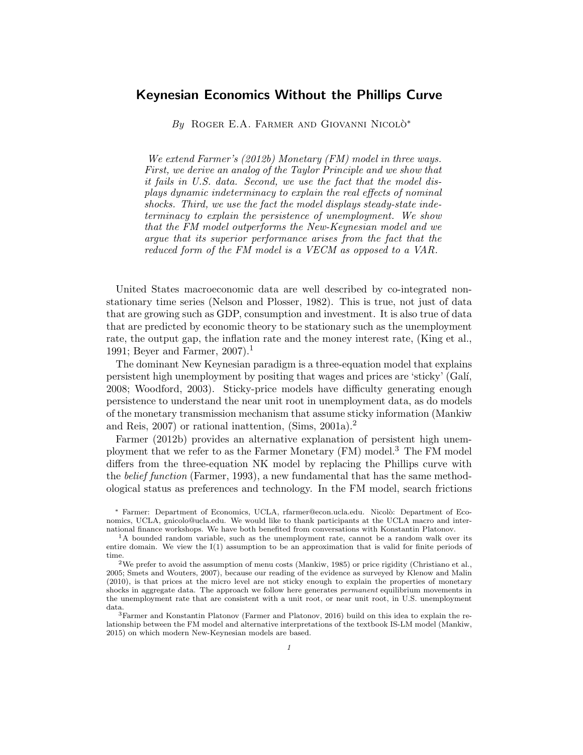# Keynesian Economics Without the Phillips Curve

*By* Roger E.A. Farmer and Giovanni Nicolò*

*We extend Farmer's (2012b) Monetary (FM) model in three ways. First, we derive an analog of the Taylor Principle and we show that it fails in U.S. data. Second, we use the fact that the model displays dynamic indeterminacy to explain the real effects of nominal shocks. Third, we use the fact the model displays steady-state indeterminacy to explain the persistence of unemployment. We show that the FM model outperforms the New-Keynesian model and we argue that its superior performance arises from the fact that the reduced form of the FM model is a VECM as opposed to a VAR.*

United States macroeconomic data are well described by co-integrated non-stationary time series (Nelson and Plosser, 1982). This is true, not just of data that are growing such as GDP, consumption and investment. It is also true of data that are predicted by economic theory to be stationary such as the unemployment rate, the output gap, the inflation rate and the money interest rate, (King et al., 1991; Beyer and Farmer, 2007).[1]

The dominant New Keynesian paradigm is a three-equation model that explains persistent high unemployment by positing that wages and prices are 'sticky' (Galí, 2008; Woodford, 2003). Sticky-price models have difficulty generating enough persistence to understand the near unit root in unemployment data, as do models of the monetary transmission mechanism that assume sticky information (Mankiw and Reis, 2007) or rational inattention, (Sims, 2001a).[2]

Farmer (2012b) provides an alternative explanation of persistent high unemployment that we refer to as the Farmer Monetary (FM) model.[3] The FM model differs from the three-equation NK model by replacing the Phillips curve with the *belief function* (Farmer, 1993), a new fundamental that has the same methodological status as preferences and technology. In the FM model, search frictions

---

\* Farmer: Department of Economics, UCLA, rfarmer@econ.ucla.edu. Nicolò: Department of Economics, UCLA, gnicolo@ucla.edu. We would like to thank participants at the UCLA macro and international finance workshops. We have both benefited from conversations with Konstantin Platonov.

[1] A bounded random variable, such as the unemployment rate, cannot be a random walk over its entire domain. We view the I(1) assumption to be an approximation that is valid for finite periods of time.

[2] We prefer to avoid the assumption of menu costs (Mankiw, 1985) or price rigidity (Christiano et al., 2005; Smets and Wouters, 2007), because our reading of the evidence as surveyed by Klenow and Malin (2010), is that prices at the micro level are not sticky enough to explain the properties of monetary shocks in aggregate data. The approach we follow here generates *permanent* equilibrium movements in the unemployment rate that are consistent with a unit root, or near unit root, in U.S. unemployment data.

[3] Farmer and Konstantin Platonov (Farmer and Platonov, 2016) build on this idea to explain the relationship between the FM model and alternative interpretations of the textbook IS-LM model (Mankiw, 2015) on which modern New-Keynesian models are based.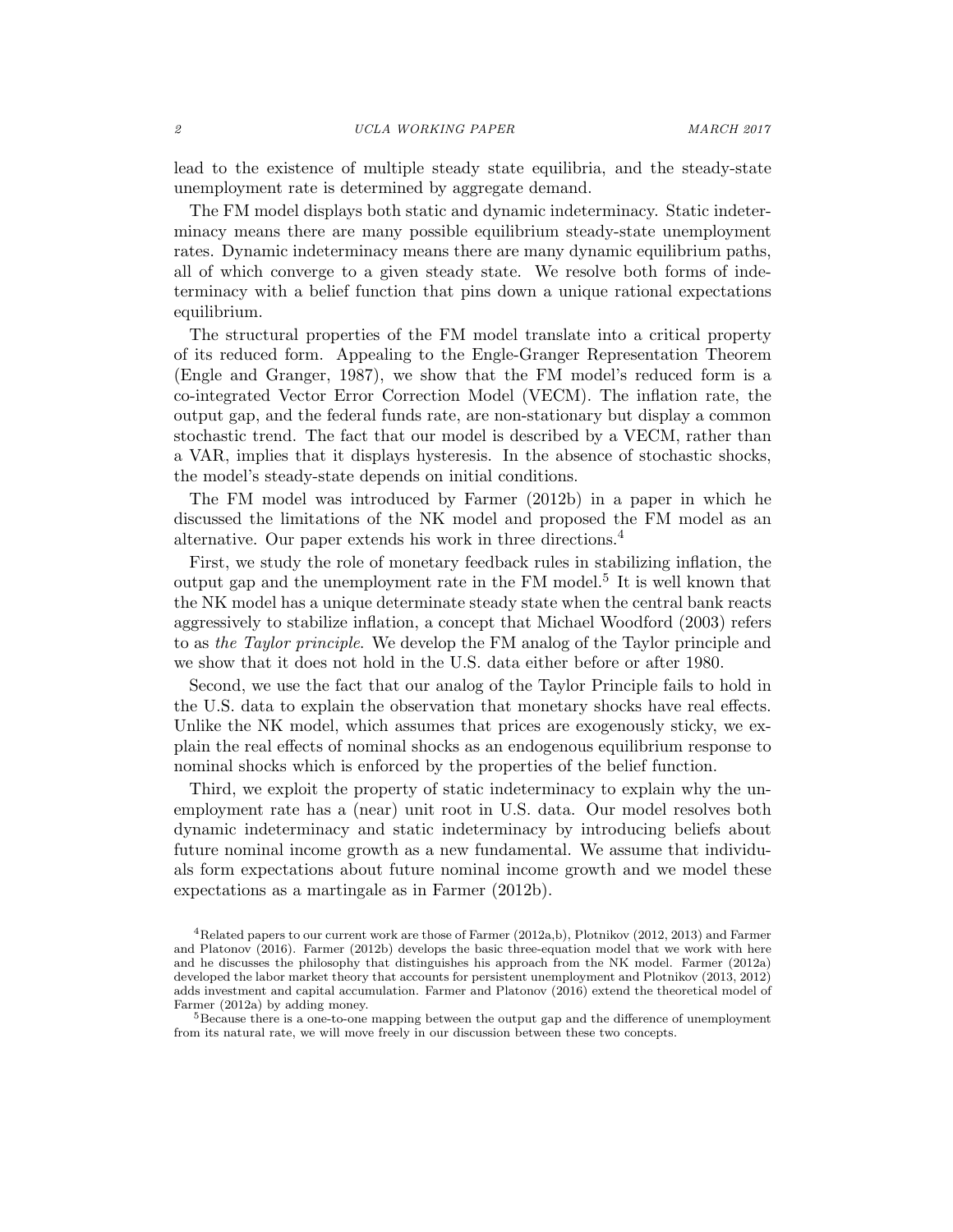lead to the existence of multiple steady state equilibria, and the steady-state unemployment rate is determined by aggregate demand.

The FM model displays both static and dynamic indeterminacy. Static indeterminacy means there are many possible equilibrium steady-state unemployment rates. Dynamic indeterminacy means there are many dynamic equilibrium paths, all of which converge to a given steady state. We resolve both forms of indeterminacy with a belief function that pins down a unique rational expectations equilibrium.

The structural properties of the FM model translate into a critical property of its reduced form. Appealing to the Engle-Granger Representation Theorem (Engle and Granger, 1987), we show that the FM model's reduced form is a co-integrated Vector Error Correction Model (VECM). The inflation rate, the output gap, and the federal funds rate, are non-stationary but display a common stochastic trend. The fact that our model is described by a VECM, rather than a VAR, implies that it displays hysteresis. In the absence of stochastic shocks, the model's steady-state depends on initial conditions.

The FM model was introduced by Farmer (2012b) in a paper in which he discussed the limitations of the NK model and proposed the FM model as an alternative. Our paper extends his work in three directions.[4]

First, we study the role of monetary feedback rules in stabilizing inflation, the output gap and the unemployment rate in the FM model.[5] It is well known that the NK model has a unique determinate steady state when the central bank reacts aggressively to stabilize inflation, a concept that Michael Woodford (2003) refers to as *the Taylor principle*. We develop the FM analog of the Taylor principle and we show that it does not hold in the U.S. data either before or after 1980.

Second, we use the fact that our analog of the Taylor Principle fails to hold in the U.S. data to explain the observation that monetary shocks have real effects. Unlike the NK model, which assumes that prices are exogenously sticky, we explain the real effects of nominal shocks as an endogenous equilibrium response to nominal shocks which is enforced by the properties of the belief function.

Third, we exploit the property of static indeterminacy to explain why the unemployment rate has a (near) unit root in U.S. data. Our model resolves both dynamic indeterminacy and static indeterminacy by introducing beliefs about future nominal income growth as a new fundamental. We assume that individuals form expectations about future nominal income growth and we model these expectations as a martingale as in Farmer (2012b).

[4] Related papers to our current work are those of Farmer (2012a,b), Plotnikov (2012, 2013) and Farmer and Platonov (2016). Farmer (2012b) develops the basic three-equation model that we work with here and he discusses the philosophy that distinguishes his approach from the NK model. Farmer (2012a) developed the labor market theory that accounts for persistent unemployment and Plotnikov (2013, 2012) adds investment and capital accumulation. Farmer and Platonov (2016) extend the theoretical model of Farmer (2012a) by adding money.

[5] Because there is a one-to-one mapping between the output gap and the difference of unemployment from its natural rate, we will move freely in our discussion between these two concepts.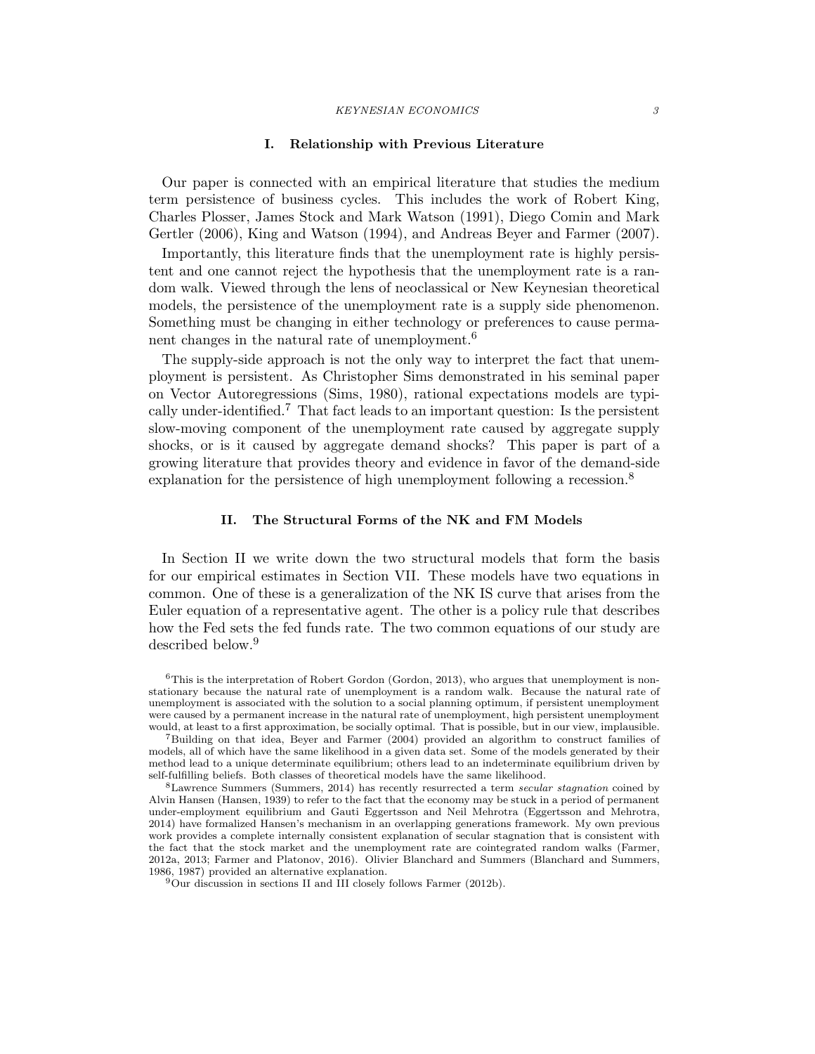## I. Relationship with Previous Literature

Our paper is connected with an empirical literature that studies the medium term persistence of business cycles. This includes the work of Robert King, Charles Plosser, James Stock and Mark Watson (1991), Diego Comin and Mark Gertler (2006), King and Watson (1994), and Andreas Beyer and Farmer (2007).

Importantly, this literature finds that the unemployment rate is highly persistent and one cannot reject the hypothesis that the unemployment rate is a random walk. Viewed through the lens of neoclassical or New Keynesian theoretical models, the persistence of the unemployment rate is a supply side phenomenon. Something must be changing in either technology or preferences to cause permanent changes in the natural rate of unemployment.[6]

The supply-side approach is not the only way to interpret the fact that unemployment is persistent. As Christopher Sims demonstrated in his seminal paper on Vector Autoregressions (Sims, 1980), rational expectations models are typically under-identified.[7] That fact leads to an important question: Is the persistent slow-moving component of the unemployment rate caused by aggregate supply shocks, or is it caused by aggregate demand shocks? This paper is part of a growing literature that provides theory and evidence in favor of the demand-side explanation for the persistence of high unemployment following a recession.[8]

## II. The Structural Forms of the NK and FM Models

In Section II we write down the two structural models that form the basis for our empirical estimates in Section VII. These models have two equations in common. One of these is a generalization of the NK IS curve that arises from the Euler equation of a representative agent. The other is a policy rule that describes how the Fed sets the fed funds rate. The two common equations of our study are described below.[9]

---

[6] This is the interpretation of Robert Gordon (Gordon, 2013), who argues that unemployment is non-stationary because the natural rate of unemployment is a random walk. Because the natural rate of unemployment is associated with the solution to a social planning optimum, if persistent unemployment were caused by a permanent increase in the natural rate of unemployment, high persistent unemployment would, at least to a first approximation, be socially optimal. That is possible, but in our view, implausible.

[7] Building on that idea, Beyer and Farmer (2004) provided an algorithm to construct families of models, all of which have the same likelihood in a given data set. Some of the models generated by their method lead to a unique determinate equilibrium; others lead to an indeterminate equilibrium driven by self-fulfilling beliefs. Both classes of theoretical models have the same likelihood.

[8] Lawrence Summers (Summers, 2014) has recently resurrected a term *secular stagnation* coined by Alvin Hansen (Hansen, 1939) to refer to the fact that the economy may be stuck in a period of permanent under-employment equilibrium and Gauti Eggertsson and Neil Mehrotra (Eggertsson and Mehrotra, 2014) have formalized Hansen's mechanism in an overlapping generations framework. My own previous work provides a complete internally consistent explanation of secular stagnation that is consistent with the fact that the stock market and the unemployment rate are cointegrated random walks (Farmer, 2012a, 2013; Farmer and Platonov, 2016). Olivier Blanchard and Summers (Blanchard and Summers, 1986, 1987) provided an alternative explanation.

[9] Our discussion in sections II and III closely follows Farmer (2012b).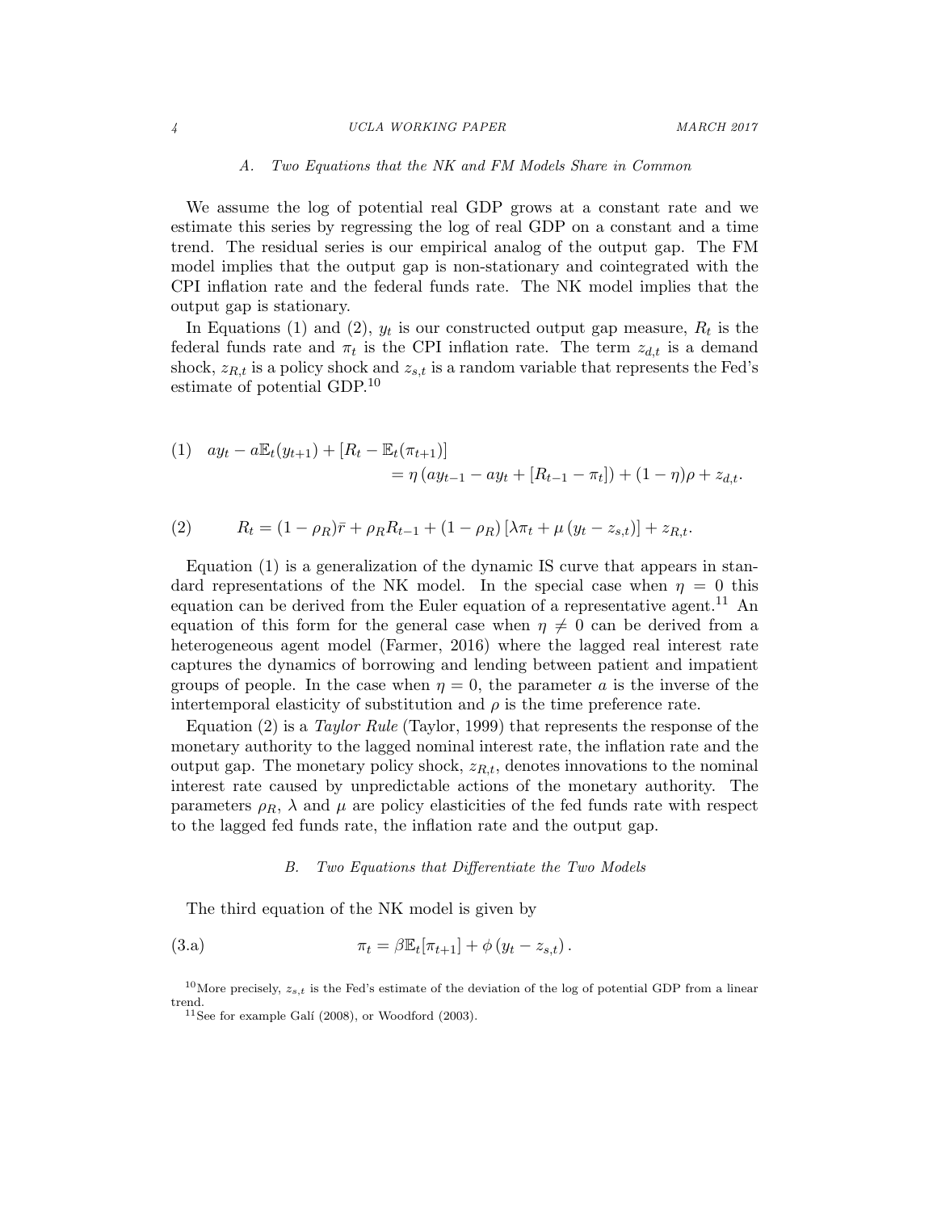### A. Two Equations that the NK and FM Models Share in Common

We assume the log of potential real GDP grows at a constant rate and we estimate this series by regressing the log of real GDP on a constant and a time trend. The residual series is our empirical analog of the output gap. The FM model implies that the output gap is non-stationary and cointegrated with the CPI inflation rate and the federal funds rate. The NK model implies that the output gap is stationary.

In Equations (1) and (2), $y_t$ is our constructed output gap measure, $R_t$ is the federal funds rate and $\pi_t$ is the CPI inflation rate. The term $z_{d,t}$ is a demand shock, $z_{R,t}$ is a policy shock and $z_{s,t}$ is a random variable that represents the Fed's estimate of potential GDP.[10]

$$
\begin{aligned}
(1) \quad ay_t - a\mathbb{E}_t(y_{t+1}) + [R_t - \mathbb{E}_t(\pi_{t+1})] \\
= \eta\left(ay_{t-1} - ay_t + [R_{t-1} - \pi_t]\right) + (1-\eta)\rho + z_{d,t}.
\end{aligned}
$$

$$
(2) \qquad R_t = (1-\rho_R)\bar{r} + \rho_R R_{t-1} + (1-\rho_R)\left[\lambda \pi_t + \mu\left(y_t - z_{s,t}\right)\right] + z_{R,t}.
$$

Equation (1) is a generalization of the dynamic IS curve that appears in standard representations of the NK model. In the special case when $\eta = 0$ this equation can be derived from the Euler equation of a representative agent.[11] An equation of this form for the general case when $\eta \neq 0$ can be derived from a heterogeneous agent model (Farmer, 2016) where the lagged real interest rate captures the dynamics of borrowing and lending between patient and impatient groups of people. In the case when $\eta = 0$, the parameter $a$ is the inverse of the intertemporal elasticity of substitution and $\rho$ is the time preference rate.

Equation (2) is a *Taylor Rule* (Taylor, 1999) that represents the response of the monetary authority to the lagged nominal interest rate, the inflation rate and the output gap. The monetary policy shock, $z_{R,t}$, denotes innovations to the nominal interest rate caused by unpredictable actions of the monetary authority. The parameters $\rho_R$, $\lambda$ and $\mu$ are policy elasticities of the fed funds rate with respect to the lagged fed funds rate, the inflation rate and the output gap.

### B. Two Equations that Differentiate the Two Models

The third equation of the NK model is given by

$$
(3.a) \qquad \pi_t = \beta \mathbb{E}_t[\pi_{t+1}] + \phi\left(y_t - z_{s,t}\right).
$$

[10] More precisely, $z_{s,t}$ is the Fed's estimate of the deviation of the log of potential GDP from a linear trend.

[11] See for example Galí (2008), or Woodford (2003).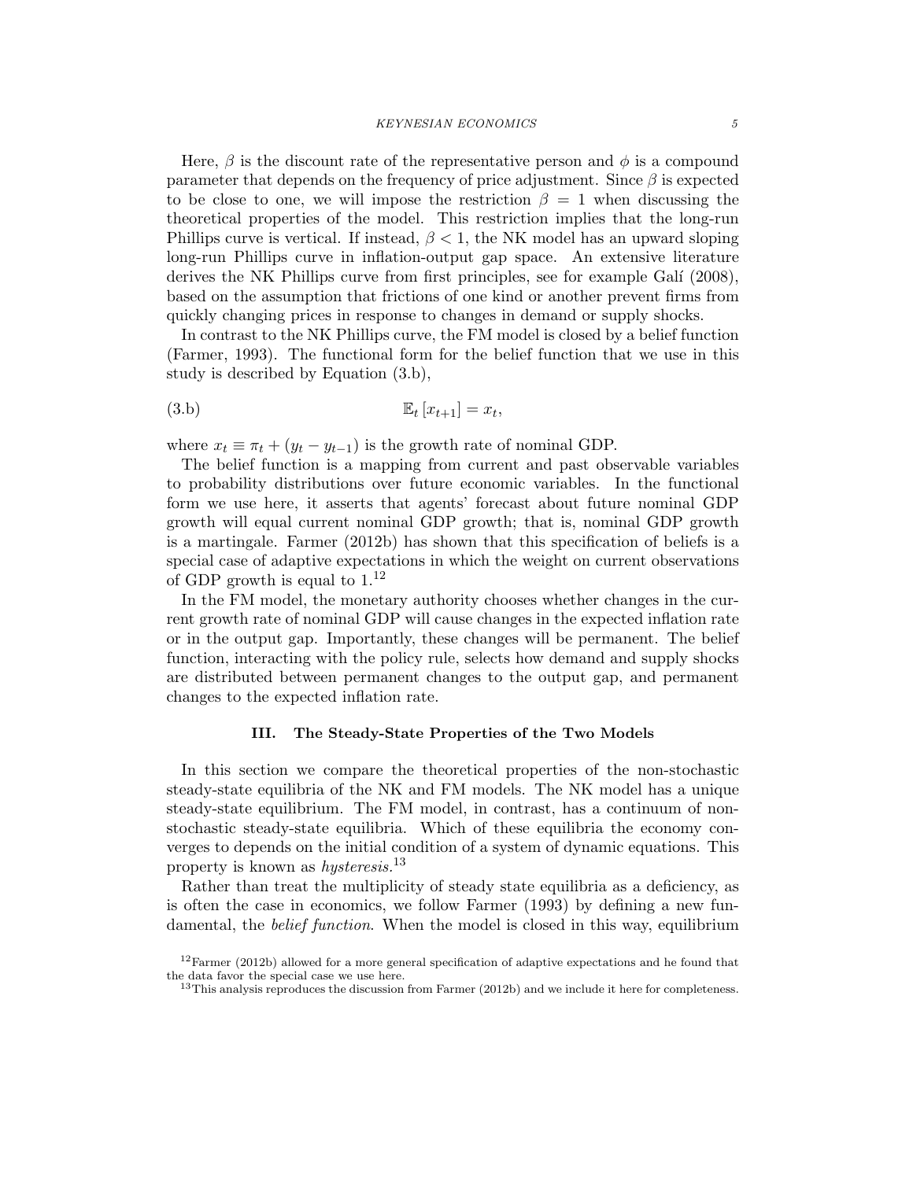Here, $\beta$ is the discount rate of the representative person and $\phi$ is a compound parameter that depends on the frequency of price adjustment. Since $\beta$ is expected to be close to one, we will impose the restriction $\beta = 1$ when discussing the theoretical properties of the model. This restriction implies that the long-run Phillips curve is vertical. If instead, $\beta < 1$, the NK model has an upward sloping long-run Phillips curve in inflation-output gap space. An extensive literature derives the NK Phillips curve from first principles, see for example Galí (2008), based on the assumption that frictions of one kind or another prevent firms from quickly changing prices in response to changes in demand or supply shocks.

In contrast to the NK Phillips curve, the FM model is closed by a belief function (Farmer, 1993). The functional form for the belief function that we use in this study is described by Equation (3.b),

$$\mathbb{E}_t [x_{t+1}] = x_t, \tag{3.b}$$

where $x_t \equiv \pi_t + (y_t - y_{t-1})$ is the growth rate of nominal GDP.

The belief function is a mapping from current and past observable variables to probability distributions over future economic variables. In the functional form we use here, it asserts that agents' forecast about future nominal GDP growth will equal current nominal GDP growth; that is, nominal GDP growth is a martingale. Farmer (2012b) has shown that this specification of beliefs is a special case of adaptive expectations in which the weight on current observations of GDP growth is equal to 1.[12]

In the FM model, the monetary authority chooses whether changes in the current growth rate of nominal GDP will cause changes in the expected inflation rate or in the output gap. Importantly, these changes will be permanent. The belief function, interacting with the policy rule, selects how demand and supply shocks are distributed between permanent changes to the output gap, and permanent changes to the expected inflation rate.

## III. The Steady-State Properties of the Two Models

In this section we compare the theoretical properties of the non-stochastic steady-state equilibria of the NK and FM models. The NK model has a unique steady-state equilibrium. The FM model, in contrast, has a continuum of non-stochastic steady-state equilibria. Which of these equilibria the economy converges to depends on the initial condition of a system of dynamic equations. This property is known as *hysteresis*.[13]

Rather than treat the multiplicity of steady state equilibria as a deficiency, as is often the case in economics, we follow Farmer (1993) by defining a new fundamental, the *belief function*. When the model is closed in this way, equilibrium

[12] Farmer (2012b) allowed for a more general specification of adaptive expectations and he found that the data favor the special case we use here.

[13] This analysis reproduces the discussion from Farmer (2012b) and we include it here for completeness.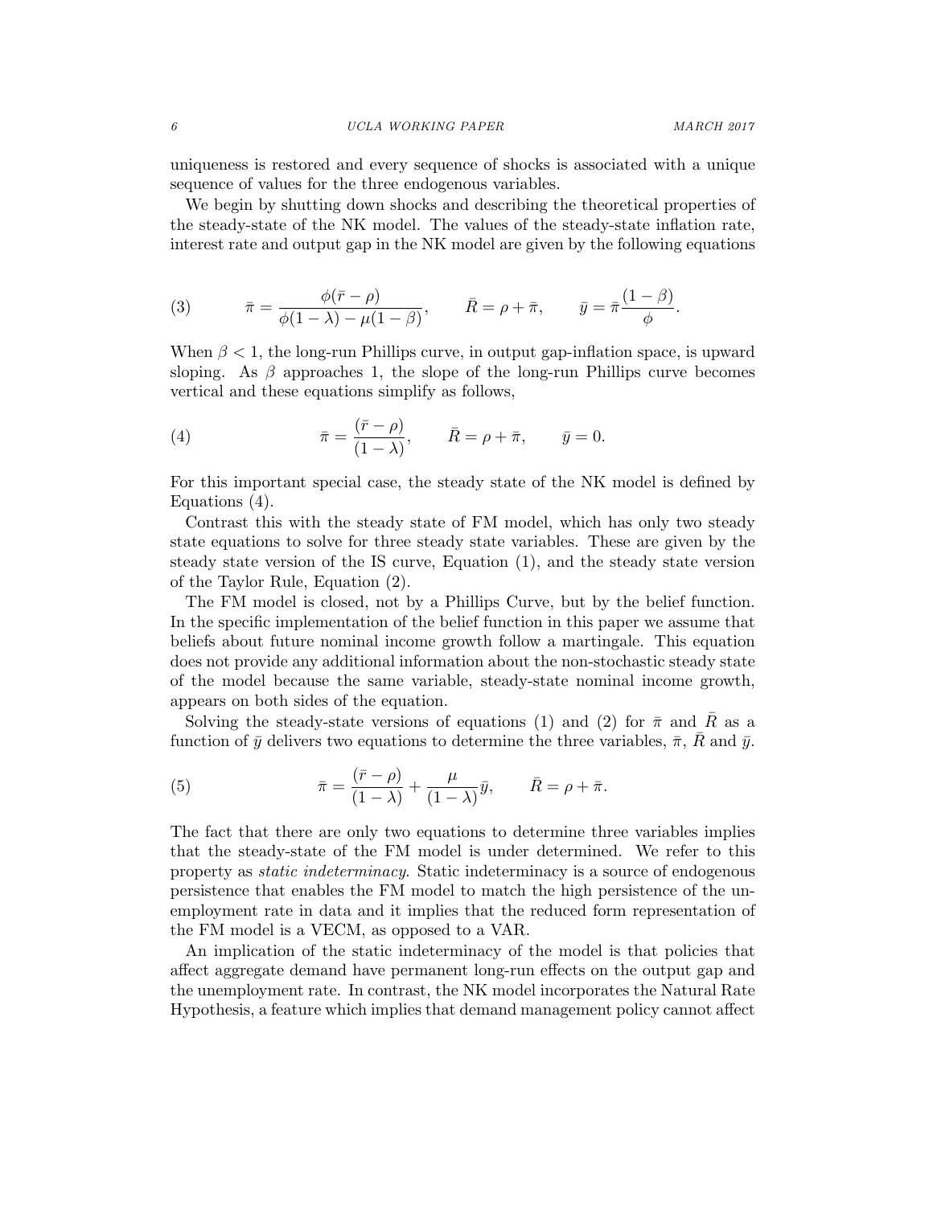uniqueness is restored and every sequence of shocks is associated with a unique sequence of values for the three endogenous variables.

We begin by shutting down shocks and describing the theoretical properties of the steady-state of the NK model. The values of the steady-state inflation rate, interest rate and output gap in the NK model are given by the following equations

$$\bar{\pi} = \frac{\phi(\bar{r} - \rho)}{\phi(1 - \lambda) - \mu(1 - \beta)}, \qquad \bar{R} = \rho + \bar{\pi}, \qquad \bar{y} = \bar{\pi}\frac{(1 - \beta)}{\phi}. \tag{3}$$

When $\beta < 1$, the long-run Phillips curve, in output gap-inflation space, is upward sloping. As $\beta$ approaches 1, the slope of the long-run Phillips curve becomes vertical and these equations simplify as follows,

$$\bar{\pi} = \frac{(\bar{r} - \rho)}{(1 - \lambda)}, \qquad \bar{R} = \rho + \bar{\pi}, \qquad \bar{y} = 0. \tag{4}$$

For this important special case, the steady state of the NK model is defined by Equations (4).

Contrast this with the steady state of FM model, which has only two steady state equations to solve for three steady state variables. These are given by the steady state version of the IS curve, Equation (1), and the steady state version of the Taylor Rule, Equation (2).

The FM model is closed, not by a Phillips Curve, but by the belief function. In the specific implementation of the belief function in this paper we assume that beliefs about future nominal income growth follow a martingale. This equation does not provide any additional information about the non-stochastic steady state of the model because the same variable, steady-state nominal income growth, appears on both sides of the equation.

Solving the steady-state versions of equations (1) and (2) for $\bar{\pi}$ and $\bar{R}$ as a function of $\bar{y}$ delivers two equations to determine the three variables, $\bar{\pi}$, $\bar{R}$ and $\bar{y}$.

$$\bar{\pi} = \frac{(\bar{r} - \rho)}{(1 - \lambda)} + \frac{\mu}{(1 - \lambda)}\bar{y}, \qquad \bar{R} = \rho + \bar{\pi}. \tag{5}$$

The fact that there are only two equations to determine three variables implies that the steady-state of the FM model is under determined. We refer to this property as *static indeterminacy*. Static indeterminacy is a source of endogenous persistence that enables the FM model to match the high persistence of the unemployment rate in data and it implies that the reduced form representation of the FM model is a VECM, as opposed to a VAR.

An implication of the static indeterminacy of the model is that policies that affect aggregate demand have permanent long-run effects on the output gap and the unemployment rate. In contrast, the NK model incorporates the Natural Rate Hypothesis, a feature which implies that demand management policy cannot affect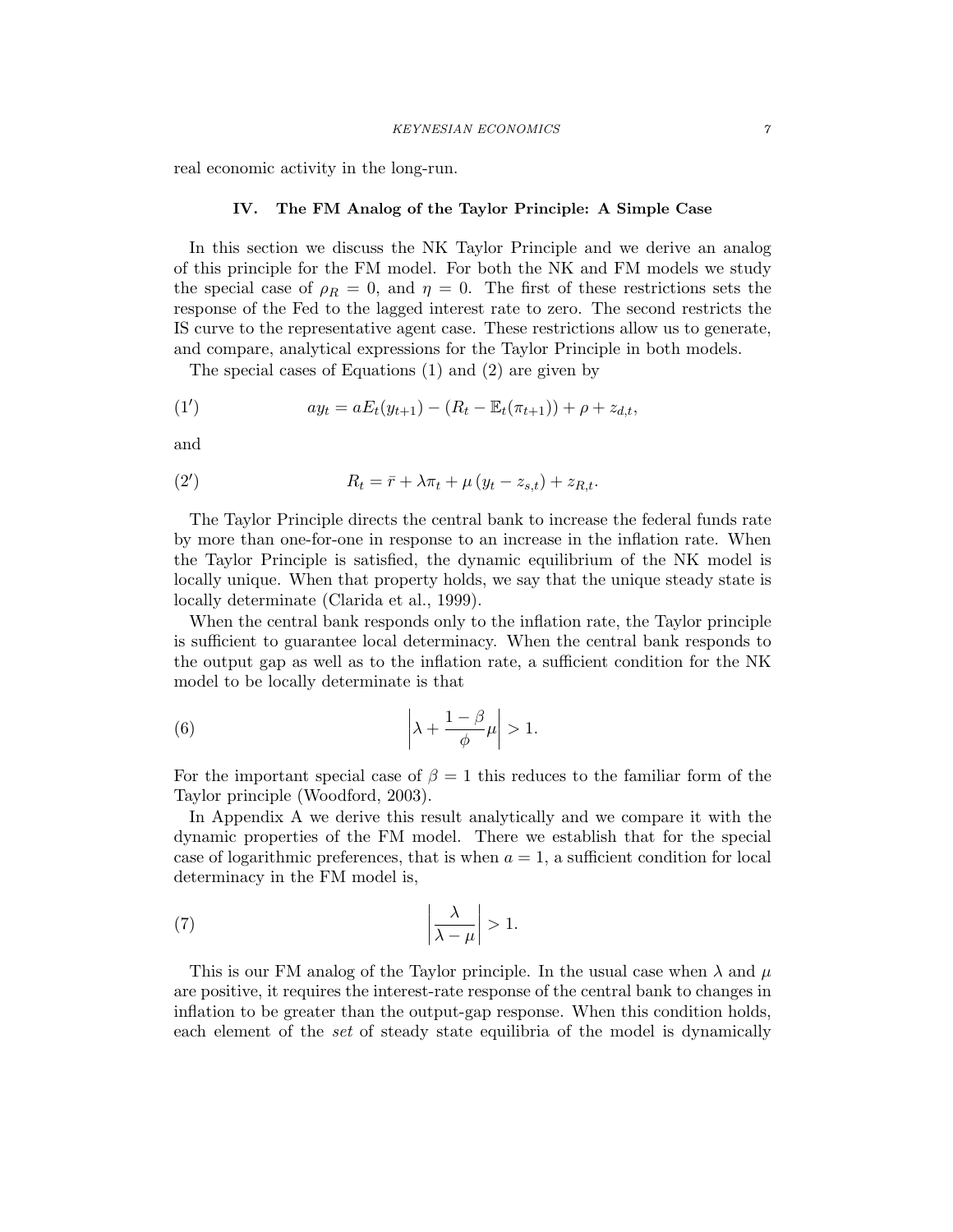real economic activity in the long-run.

## IV. The FM Analog of the Taylor Principle: A Simple Case

In this section we discuss the NK Taylor Principle and we derive an analog of this principle for the FM model. For both the NK and FM models we study the special case of $\rho_R = 0$, and $\eta = 0$. The first of these restrictions sets the response of the Fed to the lagged interest rate to zero. The second restricts the IS curve to the representative agent case. These restrictions allow us to generate, and compare, analytical expressions for the Taylor Principle in both models.

The special cases of Equations (1) and (2) are given by

$$(1') \qquad a y_t = a E_t(y_{t+1}) - (R_t - \mathbb{E}_t(\pi_{t+1})) + \rho + z_{d,t},$$

and

$$(2') \qquad R_t = \bar{r} + \lambda \pi_t + \mu \left( y_t - z_{s,t} \right) + z_{R,t}.$$

The Taylor Principle directs the central bank to increase the federal funds rate by more than one-for-one in response to an increase in the inflation rate. When the Taylor Principle is satisfied, the dynamic equilibrium of the NK model is locally unique. When that property holds, we say that the unique steady state is locally determinate (Clarida et al., 1999).

When the central bank responds only to the inflation rate, the Taylor principle is sufficient to guarantee local determinacy. When the central bank responds to the output gap as well as to the inflation rate, a sufficient condition for the NK model to be locally determinate is that

$$(6) \qquad \left| \lambda + \frac{1-\beta}{\phi} \mu \right| > 1.$$

For the important special case of $\beta = 1$ this reduces to the familiar form of the Taylor principle (Woodford, 2003).

In Appendix A we derive this result analytically and we compare it with the dynamic properties of the FM model. There we establish that for the special case of logarithmic preferences, that is when $a = 1$, a sufficient condition for local determinacy in the FM model is,

$$(7) \qquad \left| \frac{\lambda}{\lambda - \mu} \right| > 1.$$

This is our FM analog of the Taylor principle. In the usual case when $\lambda$ and $\mu$ are positive, it requires the interest-rate response of the central bank to changes in inflation to be greater than the output-gap response. When this condition holds, each element of the *set* of steady state equilibria of the model is dynamically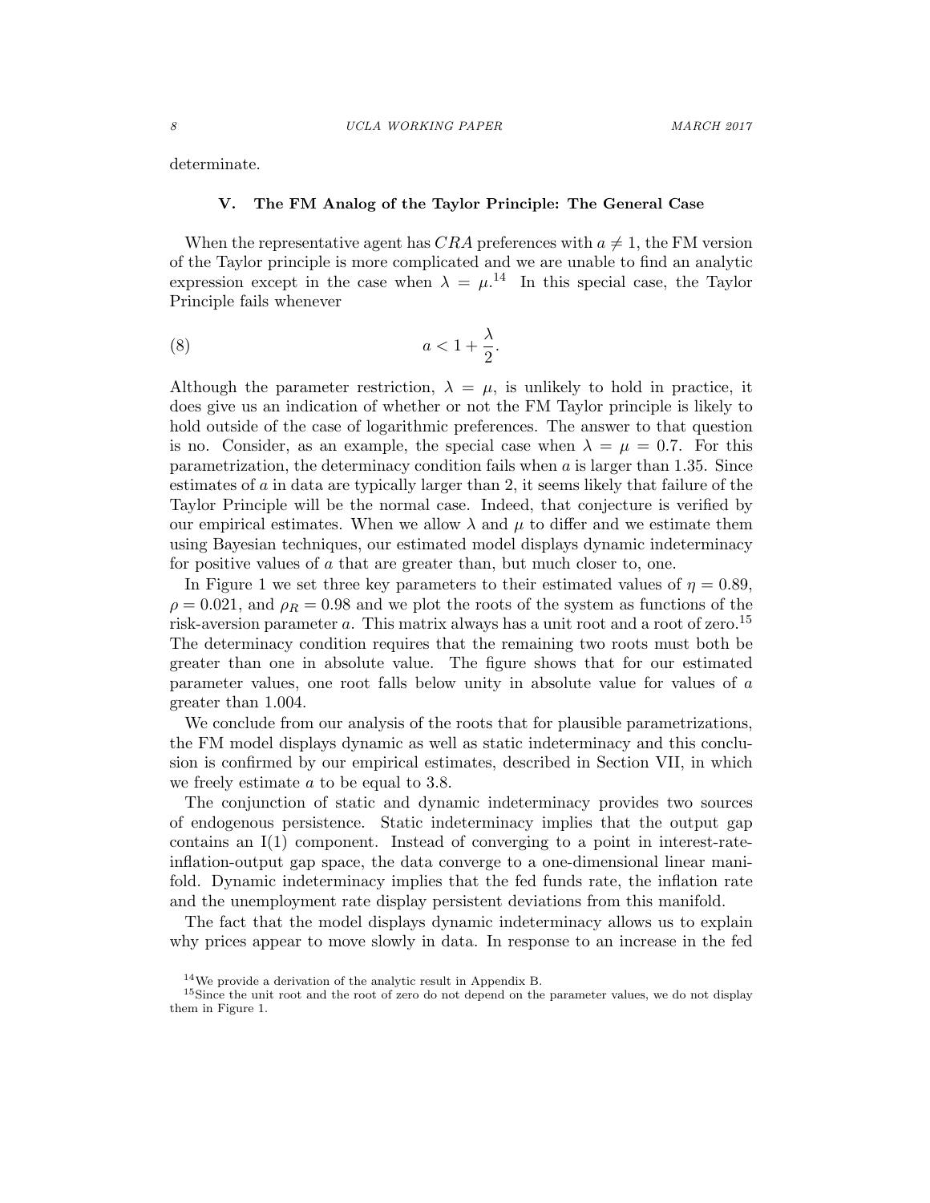determinate.

## V. The FM Analog of the Taylor Principle: The General Case

When the representative agent has $CRA$ preferences with $a \neq 1$, the FM version of the Taylor principle is more complicated and we are unable to find an analytic expression except in the case when $\lambda = \mu$.[14] In this special case, the Taylor Principle fails whenever

$$a < 1 + \frac{\lambda}{2}. \tag{8}$$

Although the parameter restriction, $\lambda = \mu$, is unlikely to hold in practice, it does give us an indication of whether or not the FM Taylor principle is likely to hold outside of the case of logarithmic preferences. The answer to that question is no. Consider, as an example, the special case when $\lambda = \mu = 0.7$. For this parametrization, the determinacy condition fails when $a$ is larger than 1.35. Since estimates of $a$ in data are typically larger than 2, it seems likely that failure of the Taylor Principle will be the normal case. Indeed, that conjecture is verified by our empirical estimates. When we allow $\lambda$ and $\mu$ to differ and we estimate them using Bayesian techniques, our estimated model displays dynamic indeterminacy for positive values of $a$ that are greater than, but much closer to, one.

In Figure 1 we set three key parameters to their estimated values of $\eta = 0.89$, $\rho = 0.021$, and $\rho_R = 0.98$ and we plot the roots of the system as functions of the risk-aversion parameter $a$. This matrix always has a unit root and a root of zero.[15] The determinacy condition requires that the remaining two roots must both be greater than one in absolute value. The figure shows that for our estimated parameter values, one root falls below unity in absolute value for values of $a$ greater than 1.004.

We conclude from our analysis of the roots that for plausible parametrizations, the FM model displays dynamic as well as static indeterminacy and this conclusion is confirmed by our empirical estimates, described in Section VII, in which we freely estimate $a$ to be equal to 3.8.

The conjunction of static and dynamic indeterminacy provides two sources of endogenous persistence. Static indeterminacy implies that the output gap contains an I(1) component. Instead of converging to a point in interest-rate-inflation-output gap space, the data converge to a one-dimensional linear manifold. Dynamic indeterminacy implies that the fed funds rate, the inflation rate and the unemployment rate display persistent deviations from this manifold.

The fact that the model displays dynamic indeterminacy allows us to explain why prices appear to move slowly in data. In response to an increase in the fed

[14] We provide a derivation of the analytic result in Appendix B.

[15] Since the unit root and the root of zero do not depend on the parameter values, we do not display them in Figure 1.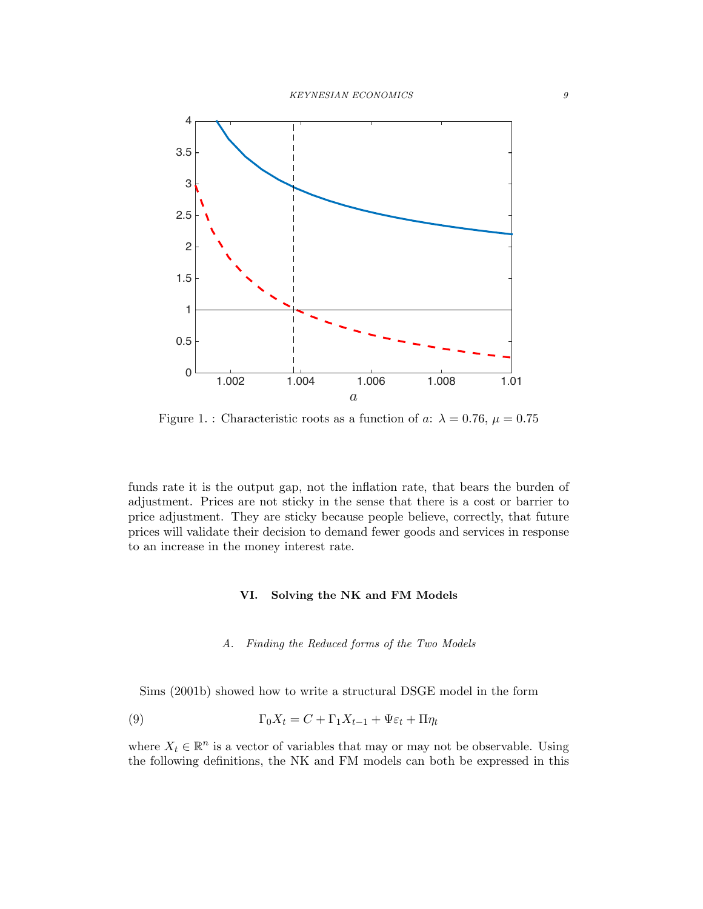Figure 1. : Characteristic roots as a function of $a$: $\lambda = 0.76$, $\mu = 0.75$

funds rate it is the output gap, not the inflation rate, that bears the burden of adjustment. Prices are not sticky in the sense that there is a cost or barrier to price adjustment. They are sticky because people believe, correctly, that future prices will validate their decision to demand fewer goods and services in response to an increase in the money interest rate.

## VI. Solving the NK and FM Models

### *A. Finding the Reduced forms of the Two Models*

Sims (2001b) showed how to write a structural DSGE model in the form

$$\Gamma_0 X_t = C + \Gamma_1 X_{t-1} + \Psi \varepsilon_t + \Pi \eta_t \tag{9}$$

where $X_t \in \mathbb{R}^n$ is a vector of variables that may or may not be observable. Using the following definitions, the NK and FM models can both be expressed in this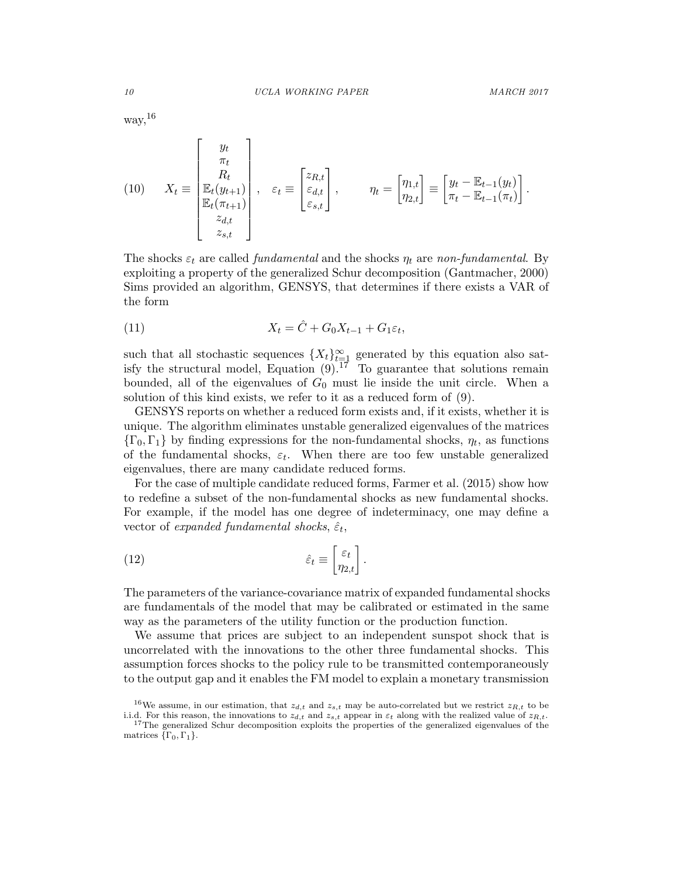way,[16]

$$
X_t \equiv \begin{bmatrix} y_t \\ \pi_t \\ R_t \\ \mathbb{E}_t(y_{t+1}) \\ \mathbb{E}_t(\pi_{t+1}) \\ z_{d,t} \\ z_{s,t} \end{bmatrix}, \quad \varepsilon_t \equiv \begin{bmatrix} z_{R,t} \\ \varepsilon_{d,t} \\ \varepsilon_{s,t} \end{bmatrix}, \qquad \eta_t = \begin{bmatrix} \eta_{1,t} \\ \eta_{2,t} \end{bmatrix} \equiv \begin{bmatrix} y_t - \mathbb{E}_{t-1}(y_t) \\ \pi_t - \mathbb{E}_{t-1}(\pi_t) \end{bmatrix}. \tag{10}
$$

The shocks $\varepsilon_t$ are called *fundamental* and the shocks $\eta_t$ are *non-fundamental*. By exploiting a property of the generalized Schur decomposition (Gantmacher, 2000) Sims provided an algorithm, GENSYS, that determines if there exists a VAR of the form

$$
X_t = \hat{C} + G_0 X_{t-1} + G_1 \varepsilon_t, \tag{11}
$$

such that all stochastic sequences $\{X_t\}_{t=1}^{\infty}$ generated by this equation also satisfy the structural model, Equation (9).[17] To guarantee that solutions remain bounded, all of the eigenvalues of $G_0$ must lie inside the unit circle. When a solution of this kind exists, we refer to it as a reduced form of (9).

GENSYS reports on whether a reduced form exists and, if it exists, whether it is unique. The algorithm eliminates unstable generalized eigenvalues of the matrices $\{\Gamma_0, \Gamma_1\}$ by finding expressions for the non-fundamental shocks, $\eta_t$, as functions of the fundamental shocks, $\varepsilon_t$. When there are too few unstable generalized eigenvalues, there are many candidate reduced forms.

For the case of multiple candidate reduced forms, Farmer et al. (2015) show how to redefine a subset of the non-fundamental shocks as new fundamental shocks. For example, if the model has one degree of indeterminacy, one may define a vector of *expanded fundamental shocks*, $\hat{\varepsilon}_t$,

$$
\hat{\varepsilon}_t \equiv \begin{bmatrix} \varepsilon_t \\ \eta_{2,t} \end{bmatrix}. \tag{12}
$$

The parameters of the variance-covariance matrix of expanded fundamental shocks are fundamentals of the model that may be calibrated or estimated in the same way as the parameters of the utility function or the production function.

We assume that prices are subject to an independent sunspot shock that is uncorrelated with the innovations to the other three fundamental shocks. This assumption forces shocks to the policy rule to be transmitted contemporaneously to the output gap and it enables the FM model to explain a monetary transmission

[16] We assume, in our estimation, that $z_{d,t}$ and $z_{s,t}$ may be auto-correlated but we restrict $z_{R,t}$ to be i.i.d. For this reason, the innovations to $z_{d,t}$ and $z_{s,t}$ appear in $\varepsilon_t$ along with the realized value of $z_{R,t}$.

[17] The generalized Schur decomposition exploits the properties of the generalized eigenvalues of the matrices $\{\Gamma_0, \Gamma_1\}$.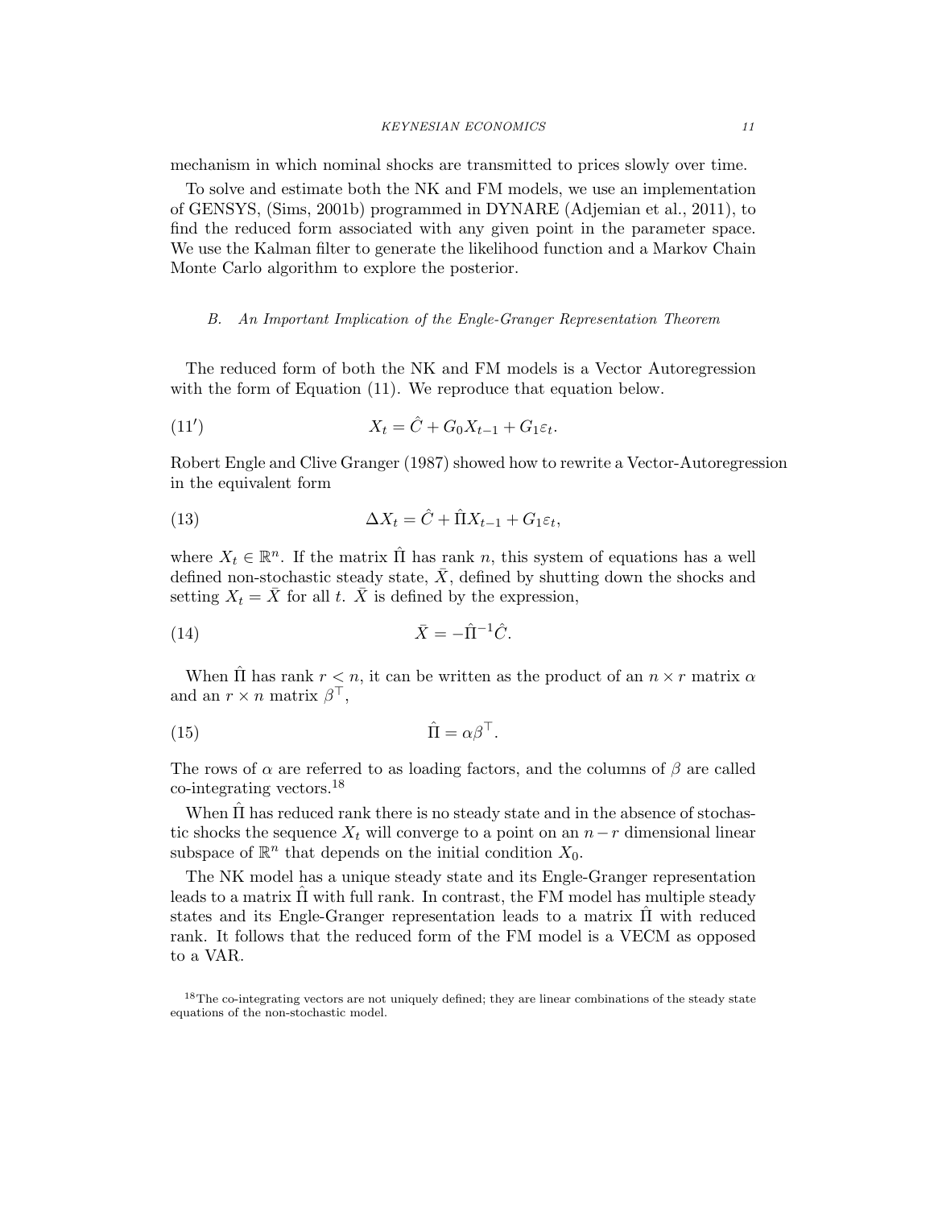mechanism in which nominal shocks are transmitted to prices slowly over time.

To solve and estimate both the NK and FM models, we use an implementation of GENSYS, (Sims, 2001b) programmed in DYNARE (Adjemian et al., 2011), to find the reduced form associated with any given point in the parameter space. We use the Kalman filter to generate the likelihood function and a Markov Chain Monte Carlo algorithm to explore the posterior.

### *B. An Important Implication of the Engle-Granger Representation Theorem*

The reduced form of both the NK and FM models is a Vector Autoregression with the form of Equation (11). We reproduce that equation below.

$$X_t = \hat{C} + G_0 X_{t-1} + G_1 \varepsilon_t. \tag{11$'$}$$

Robert Engle and Clive Granger (1987) showed how to rewrite a Vector-Autoregression in the equivalent form

$$\Delta X_t = \hat{C} + \hat{\Pi} X_{t-1} + G_1 \varepsilon_t, \tag{13}$$

where $X_t \in \mathbb{R}^n$. If the matrix $\hat{\Pi}$ has rank $n$, this system of equations has a well defined non-stochastic steady state, $\bar{X}$, defined by shutting down the shocks and setting $X_t = \bar{X}$ for all $t$. $\bar{X}$ is defined by the expression,

$$\bar{X} = -\hat{\Pi}^{-1} \hat{C}. \tag{14}$$

When $\hat{\Pi}$ has rank $r < n$, it can be written as the product of an $n \times r$ matrix $\alpha$ and an $r \times n$ matrix $\beta^{\top}$,

$$\hat{\Pi} = \alpha \beta^{\top}. \tag{15}$$

The rows of $\alpha$ are referred to as loading factors, and the columns of $\beta$ are called co-integrating vectors.[18]

When $\hat{\Pi}$ has reduced rank there is no steady state and in the absence of stochastic shocks the sequence $X_t$ will converge to a point on an $n-r$ dimensional linear subspace of $\mathbb{R}^n$ that depends on the initial condition $X_0$.

The NK model has a unique steady state and its Engle-Granger representation leads to a matrix $\hat{\Pi}$ with full rank. In contrast, the FM model has multiple steady states and its Engle-Granger representation leads to a matrix $\hat{\Pi}$ with reduced rank. It follows that the reduced form of the FM model is a VECM as opposed to a VAR.

[18]The co-integrating vectors are not uniquely defined; they are linear combinations of the steady state equations of the non-stochastic model.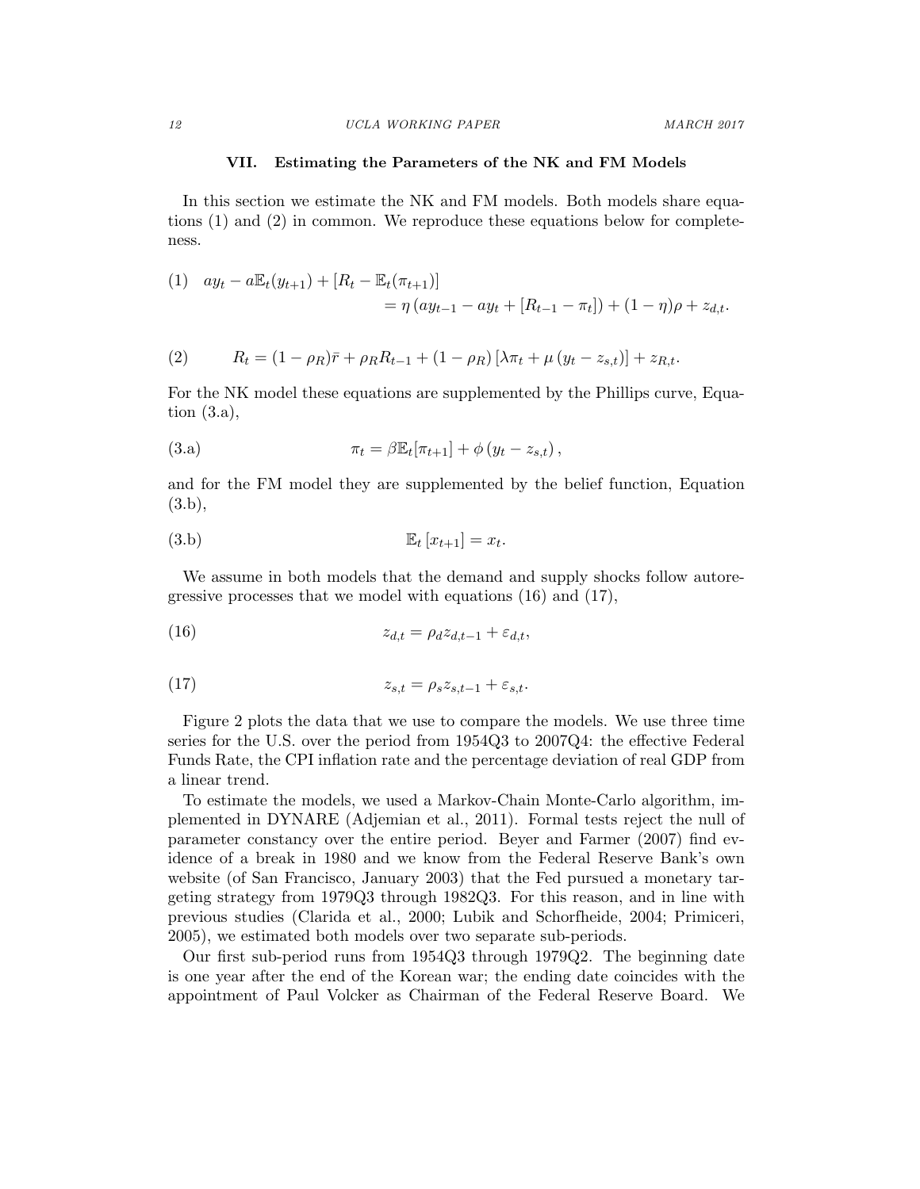### VII. Estimating the Parameters of the NK and FM Models

In this section we estimate the NK and FM models. Both models share equations (1) and (2) in common. We reproduce these equations below for completeness.

$$\text{(1)} \quad ay_t - a\mathbb{E}_t(y_{t+1}) + [R_t - \mathbb{E}_t(\pi_{t+1})] = \eta\left(ay_{t-1} - ay_t + [R_{t-1} - \pi_t]\right) + (1-\eta)\rho + z_{d,t}.$$

$$\text{(2)} \qquad R_t = (1-\rho_R)\bar{r} + \rho_R R_{t-1} + (1-\rho_R)\left[\lambda\pi_t + \mu\left(y_t - z_{s,t}\right)\right] + z_{R,t}.$$

For the NK model these equations are supplemented by the Phillips curve, Equation (3.a),

$$\text{(3.a)} \qquad \pi_t = \beta\mathbb{E}_t[\pi_{t+1}] + \phi\left(y_t - z_{s,t}\right),$$

and for the FM model they are supplemented by the belief function, Equation (3.b),

$$\text{(3.b)} \qquad \mathbb{E}_t\left[x_{t+1}\right] = x_t.$$

We assume in both models that the demand and supply shocks follow autoregressive processes that we model with equations (16) and (17),

$$\text{(16)} \qquad z_{d,t} = \rho_d z_{d,t-1} + \varepsilon_{d,t},$$

$$\text{(17)} \qquad z_{s,t} = \rho_s z_{s,t-1} + \varepsilon_{s,t}.$$

Figure 2 plots the data that we use to compare the models. We use three time series for the U.S. over the period from 1954Q3 to 2007Q4: the effective Federal Funds Rate, the CPI inflation rate and the percentage deviation of real GDP from a linear trend.

To estimate the models, we used a Markov-Chain Monte-Carlo algorithm, implemented in DYNARE (Adjemian et al., 2011). Formal tests reject the null of parameter constancy over the entire period. Beyer and Farmer (2007) find evidence of a break in 1980 and we know from the Federal Reserve Bank's own website (of San Francisco, January 2003) that the Fed pursued a monetary targeting strategy from 1979Q3 through 1982Q3. For this reason, and in line with previous studies (Clarida et al., 2000; Lubik and Schorfheide, 2004; Primiceri, 2005), we estimated both models over two separate sub-periods.

Our first sub-period runs from 1954Q3 through 1979Q2. The beginning date is one year after the end of the Korean war; the ending date coincides with the appointment of Paul Volcker as Chairman of the Federal Reserve Board. We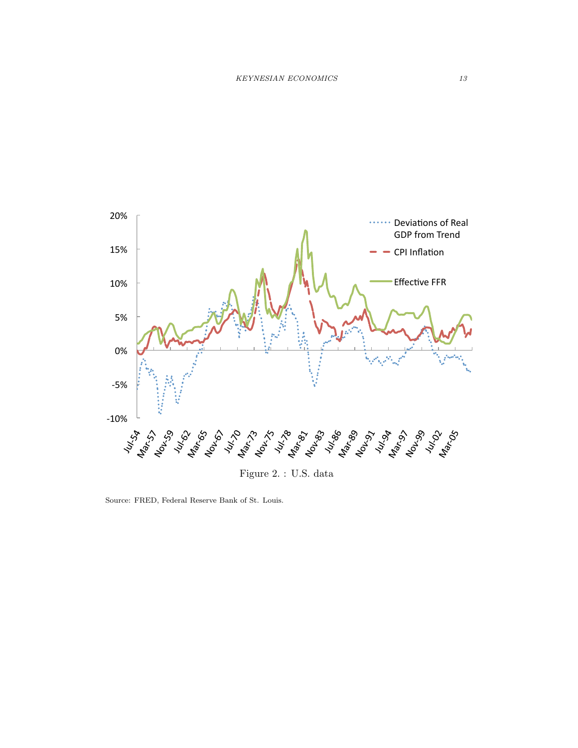Figure 2. : U.S. data

Source: FRED, Federal Reserve Bank of St. Louis.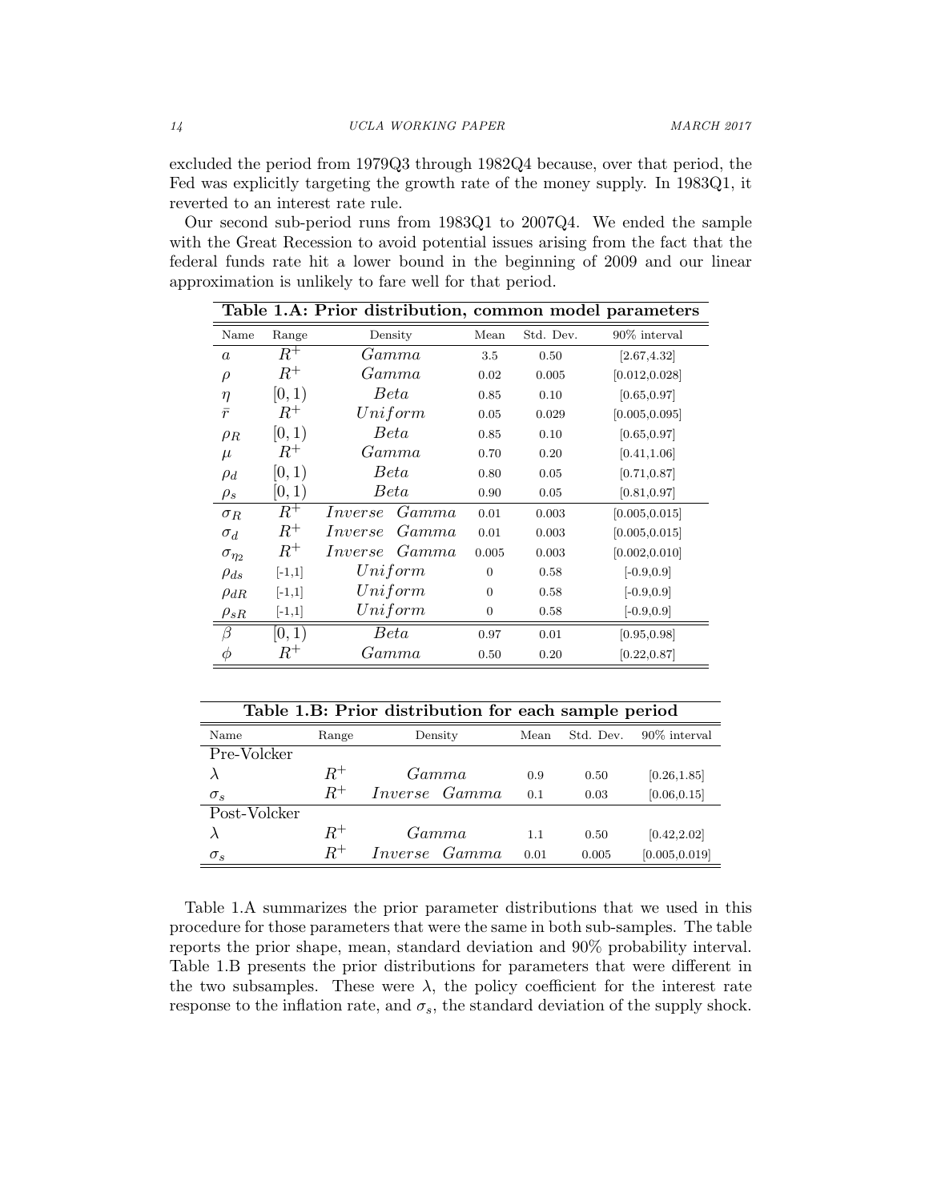excluded the period from 1979Q3 through 1982Q4 because, over that period, the Fed was explicitly targeting the growth rate of the money supply. In 1983Q1, it reverted to an interest rate rule.

Our second sub-period runs from 1983Q1 to 2007Q4. We ended the sample with the Great Recession to avoid potential issues arising from the fact that the federal funds rate hit a lower bound in the beginning of 2009 and our linear approximation is unlikely to fare well for that period.

**Table 1.A: Prior distribution, common model parameters**

| Name | Range | Density | Mean | Std. Dev. | 90% interval |
|---|---|---|---|---|---|
| $a$ | $R^+$ | *Gamma* | 3.5 | 0.50 | [2.67,4.32] |
| $\rho$ | $R^+$ | *Gamma* | 0.02 | 0.005 | [0.012,0.028] |
| $\eta$ | $[0,1)$ | *Beta* | 0.85 | 0.10 | [0.65,0.97] |
| $\bar{r}$ | $R^+$ | *Uniform* | 0.05 | 0.029 | [0.005,0.095] |
| $\rho_R$ | $[0,1)$ | *Beta* | 0.85 | 0.10 | [0.65,0.97] |
| $\mu$ | $R^+$ | *Gamma* | 0.70 | 0.20 | [0.41,1.06] |
| $\rho_d$ | $[0,1)$ | *Beta* | 0.80 | 0.05 | [0.71,0.87] |
| $\rho_s$ | $[0,1)$ | *Beta* | 0.90 | 0.05 | [0.81,0.97] |
| $\sigma_R$ | $R^+$ | *Inverse Gamma* | 0.01 | 0.003 | [0.005,0.015] |
| $\sigma_d$ | $R^+$ | *Inverse Gamma* | 0.01 | 0.003 | [0.005,0.015] |
| $\sigma_{\eta_2}$ | $R^+$ | *Inverse Gamma* | 0.005 | 0.003 | [0.002,0.010] |
| $\rho_{ds}$ | [-1,1] | *Uniform* | 0 | 0.58 | [-0.9,0.9] |
| $\rho_{dR}$ | [-1,1] | *Uniform* | 0 | 0.58 | [-0.9,0.9] |
| $\rho_{sR}$ | [-1,1] | *Uniform* | 0 | 0.58 | [-0.9,0.9] |
| $\beta$ | $[0,1)$ | *Beta* | 0.97 | 0.01 | [0.95,0.98] |
| $\phi$ | $R^+$ | *Gamma* | 0.50 | 0.20 | [0.22,0.87] |

**Table 1.B: Prior distribution for each sample period**

| Name | Range | Density | Mean | Std. Dev. | 90% interval |
|---|---|---|---|---|---|
| Pre-Volcker | | | | | |
| $\lambda$ | $R^+$ | *Gamma* | 0.9 | 0.50 | [0.26,1.85] |
| $\sigma_s$ | $R^+$ | *Inverse Gamma* | 0.1 | 0.03 | [0.06,0.15] |
| Post-Volcker | | | | | |
| $\lambda$ | $R^+$ | *Gamma* | 1.1 | 0.50 | [0.42,2.02] |
| $\sigma_s$ | $R^+$ | *Inverse Gamma* | 0.01 | 0.005 | [0.005,0.019] |

Table 1.A summarizes the prior parameter distributions that we used in this procedure for those parameters that were the same in both sub-samples. The table reports the prior shape, mean, standard deviation and 90% probability interval. Table 1.B presents the prior distributions for parameters that were different in the two subsamples. These were $\lambda$, the policy coefficient for the interest rate response to the inflation rate, and $\sigma_s$, the standard deviation of the supply shock.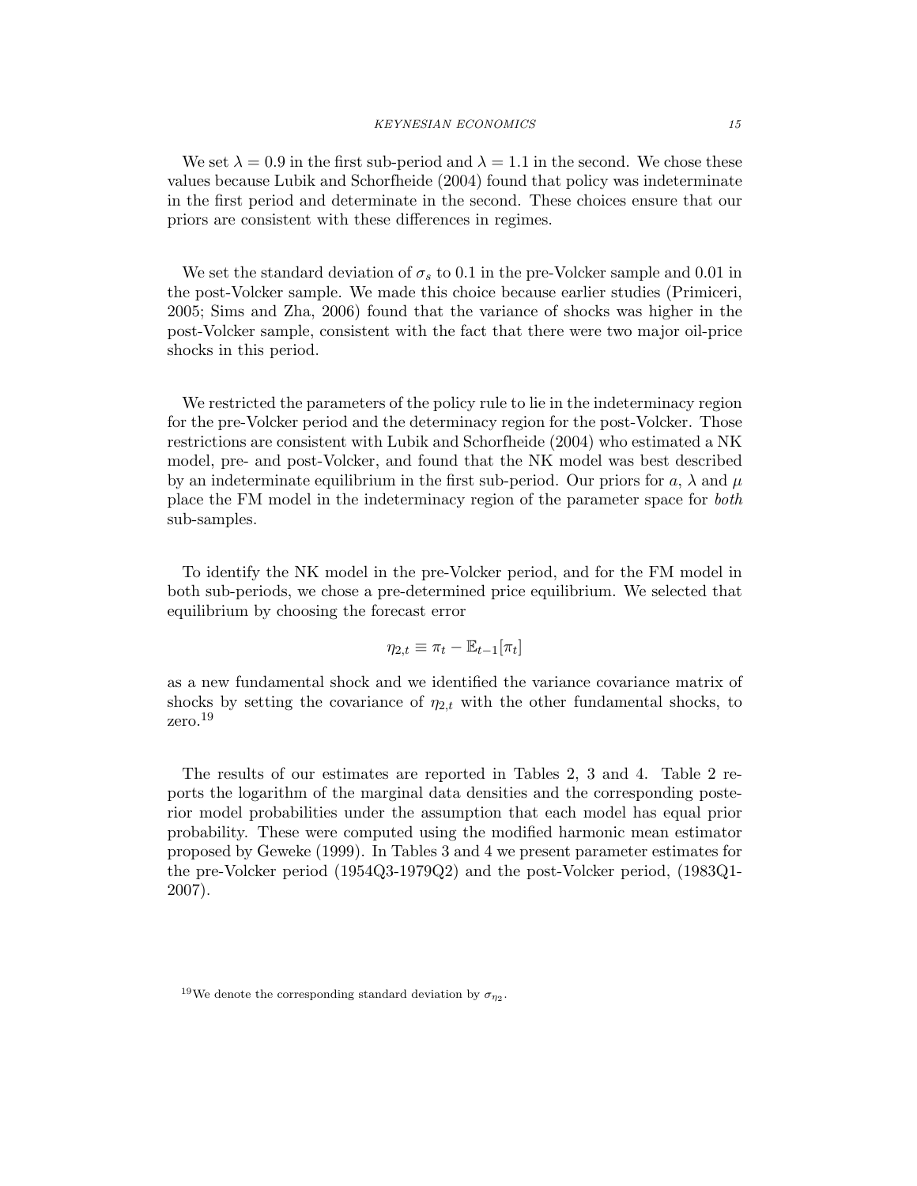We set $\lambda = 0.9$ in the first sub-period and $\lambda = 1.1$ in the second. We chose these values because Lubik and Schorfheide (2004) found that policy was indeterminate in the first period and determinate in the second. These choices ensure that our priors are consistent with these differences in regimes.

We set the standard deviation of $\sigma_s$ to 0.1 in the pre-Volcker sample and 0.01 in the post-Volcker sample. We made this choice because earlier studies (Primiceri, 2005; Sims and Zha, 2006) found that the variance of shocks was higher in the post-Volcker sample, consistent with the fact that there were two major oil-price shocks in this period.

We restricted the parameters of the policy rule to lie in the indeterminacy region for the pre-Volcker period and the determinacy region for the post-Volcker. Those restrictions are consistent with Lubik and Schorfheide (2004) who estimated a NK model, pre- and post-Volcker, and found that the NK model was best described by an indeterminate equilibrium in the first sub-period. Our priors for $a$, $\lambda$ and $\mu$ place the FM model in the indeterminacy region of the parameter space for *both* sub-samples.

To identify the NK model in the pre-Volcker period, and for the FM model in both sub-periods, we chose a pre-determined price equilibrium. We selected that equilibrium by choosing the forecast error

$$\eta_{2,t} \equiv \pi_t - \mathbb{E}_{t-1}[\pi_t]$$

as a new fundamental shock and we identified the variance covariance matrix of shocks by setting the covariance of $\eta_{2,t}$ with the other fundamental shocks, to zero.[19]

The results of our estimates are reported in Tables 2, 3 and 4. Table 2 reports the logarithm of the marginal data densities and the corresponding posterior model probabilities under the assumption that each model has equal prior probability. These were computed using the modified harmonic mean estimator proposed by Geweke (1999). In Tables 3 and 4 we present parameter estimates for the pre-Volcker period (1954Q3-1979Q2) and the post-Volcker period, (1983Q1-2007).

[19]We denote the corresponding standard deviation by $\sigma_{\eta_2}$.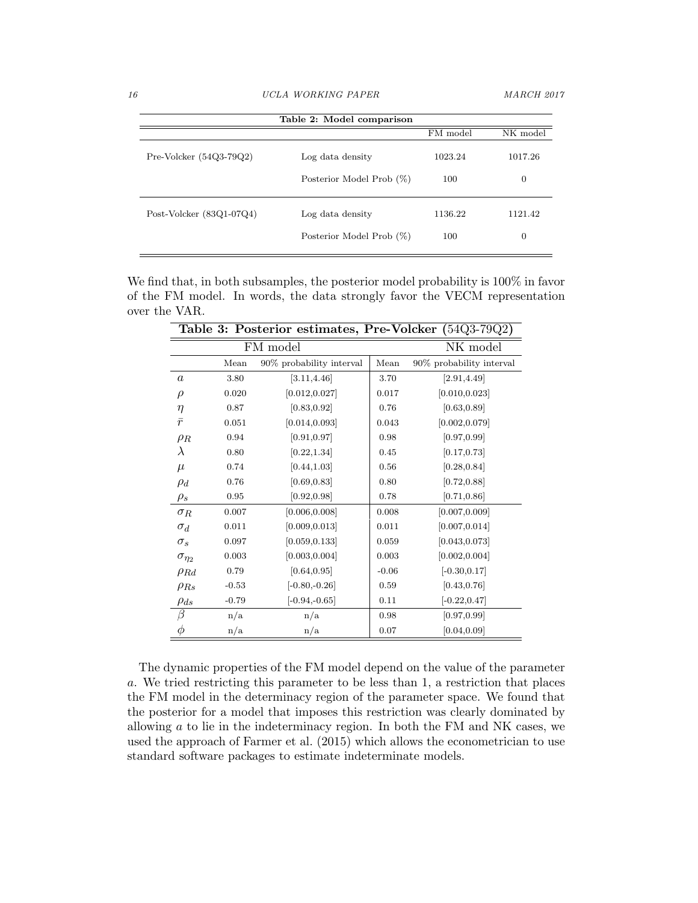**Table 2: Model comparison**

| | | FM model | NK model |
|---|---|---|---|
| Pre-Volcker (54Q3-79Q2) | Log data density | 1023.24 | 1017.26 |
| | Posterior Model Prob (%) | 100 | 0 |
| Post-Volcker (83Q1-07Q4) | Log data density | 1136.22 | 1121.42 |
| | Posterior Model Prob (%) | 100 | 0 |

We find that, in both subsamples, the posterior model probability is 100% in favor of the FM model. In words, the data strongly favor the VECM representation over the VAR.

**Table 3: Posterior estimates, Pre-Volcker (54Q3-79Q2)**

| | FM model | | NK model | |
|---|---|---|---|---|
| | Mean | 90% probability interval | Mean | 90% probability interval |
| $a$ | 3.80 | [3.11,4.46] | 3.70 | [2.91,4.49] |
| $\rho$ | 0.020 | [0.012,0.027] | 0.017 | [0.010,0.023] |
| $\eta$ | 0.87 | [0.83,0.92] | 0.76 | [0.63,0.89] |
| $\bar{r}$ | 0.051 | [0.014,0.093] | 0.043 | [0.002,0.079] |
| $\rho_R$ | 0.94 | [0.91,0.97] | 0.98 | [0.97,0.99] |
| $\lambda$ | 0.80 | [0.22,1.34] | 0.45 | [0.17,0.73] |
| $\mu$ | 0.74 | [0.44,1.03] | 0.56 | [0.28,0.84] |
| $\rho_d$ | 0.76 | [0.69,0.83] | 0.80 | [0.72,0.88] |
| $\rho_s$ | 0.95 | [0.92,0.98] | 0.78 | [0.71,0.86] |
| $\sigma_R$ | 0.007 | [0.006,0.008] | 0.008 | [0.007,0.009] |
| $\sigma_d$ | 0.011 | [0.009,0.013] | 0.011 | [0.007,0.014] |
| $\sigma_s$ | 0.097 | [0.059,0.133] | 0.059 | [0.043,0.073] |
| $\sigma_{\eta_2}$ | 0.003 | [0.003,0.004] | 0.003 | [0.002,0.004] |
| $\rho_{Rd}$ | 0.79 | [0.64,0.95] | -0.06 | [-0.30,0.17] |
| $\rho_{Rs}$ | -0.53 | [-0.80,-0.26] | 0.59 | [0.43,0.76] |
| $\rho_{ds}$ | -0.79 | [-0.94,-0.65] | 0.11 | [-0.22,0.47] |
| $\beta$ | n/a | n/a | 0.98 | [0.97,0.99] |
| $\phi$ | n/a | n/a | 0.07 | [0.04,0.09] |

The dynamic properties of the FM model depend on the value of the parameter $a$. We tried restricting this parameter to be less than 1, a restriction that places the FM model in the determinacy region of the parameter space. We found that the posterior for a model that imposes this restriction was clearly dominated by allowing $a$ to lie in the indeterminacy region. In both the FM and NK cases, we used the approach of Farmer et al. (2015) which allows the econometrician to use standard software packages to estimate indeterminate models.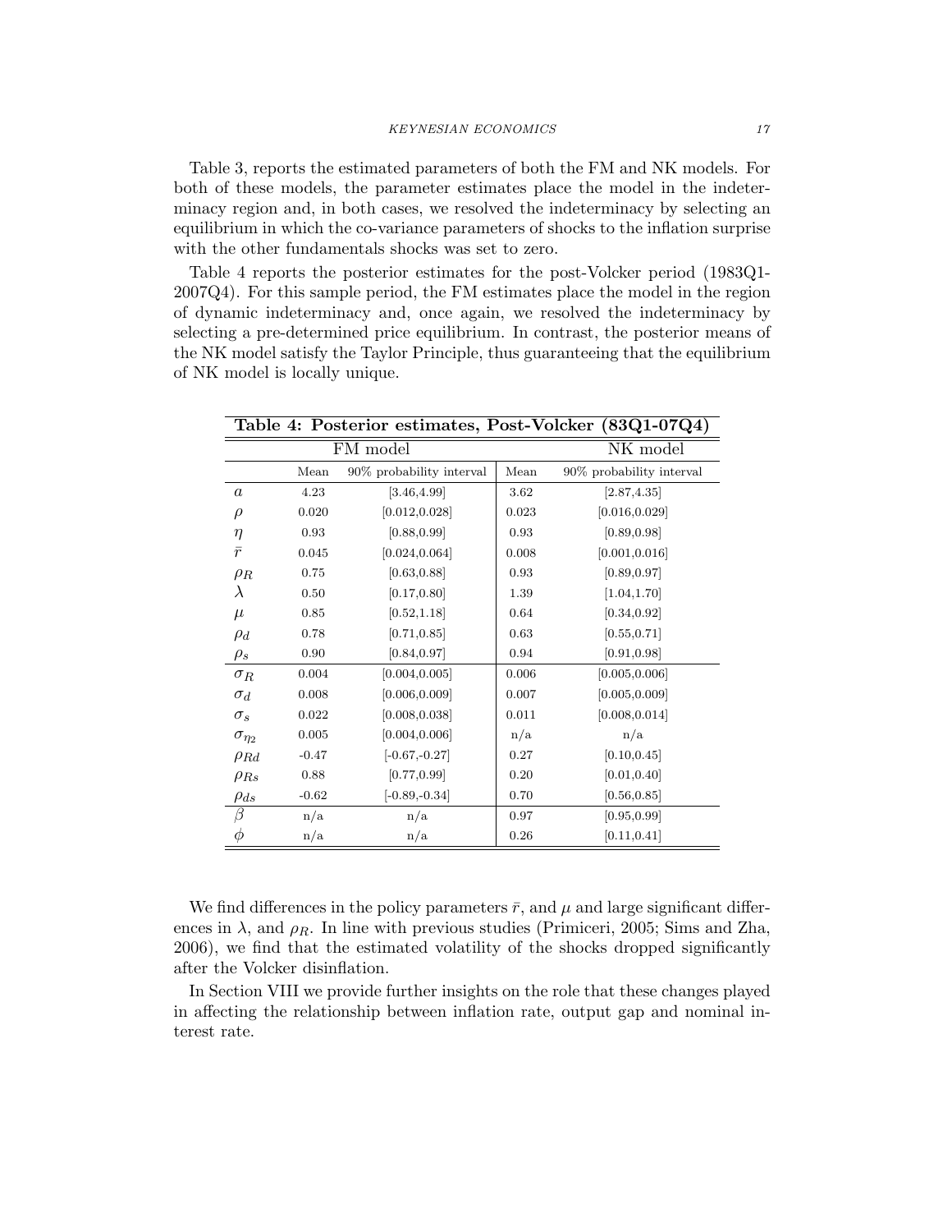Table 3, reports the estimated parameters of both the FM and NK models. For both of these models, the parameter estimates place the model in the indeterminacy region and, in both cases, we resolved the indeterminacy by selecting an equilibrium in which the co-variance parameters of shocks to the inflation surprise with the other fundamentals shocks was set to zero.

Table 4 reports the posterior estimates for the post-Volcker period (1983Q1-2007Q4). For this sample period, the FM estimates place the model in the region of dynamic indeterminacy and, once again, we resolved the indeterminacy by selecting a pre-determined price equilibrium. In contrast, the posterior means of the NK model satisfy the Taylor Principle, thus guaranteeing that the equilibrium of NK model is locally unique.

**Table 4: Posterior estimates, Post-Volcker (83Q1-07Q4)**

| | FM model | | NK model | |
|---|---|---|---|---|
| | Mean | 90% probability interval | Mean | 90% probability interval |
| $a$ | 4.23 | [3.46,4.99] | 3.62 | [2.87,4.35] |
| $\rho$ | 0.020 | [0.012,0.028] | 0.023 | [0.016,0.029] |
| $\eta$ | 0.93 | [0.88,0.99] | 0.93 | [0.89,0.98] |
| $\bar{r}$ | 0.045 | [0.024,0.064] | 0.008 | [0.001,0.016] |
| $\rho_R$ | 0.75 | [0.63,0.88] | 0.93 | [0.89,0.97] |
| $\lambda$ | 0.50 | [0.17,0.80] | 1.39 | [1.04,1.70] |
| $\mu$ | 0.85 | [0.52,1.18] | 0.64 | [0.34,0.92] |
| $\rho_d$ | 0.78 | [0.71,0.85] | 0.63 | [0.55,0.71] |
| $\rho_s$ | 0.90 | [0.84,0.97] | 0.94 | [0.91,0.98] |
| $\sigma_R$ | 0.004 | [0.004,0.005] | 0.006 | [0.005,0.006] |
| $\sigma_d$ | 0.008 | [0.006,0.009] | 0.007 | [0.005,0.009] |
| $\sigma_s$ | 0.022 | [0.008,0.038] | 0.011 | [0.008,0.014] |
| $\sigma_{\eta_2}$ | 0.005 | [0.004,0.006] | n/a | n/a |
| $\rho_{Rd}$ | -0.47 | [-0.67,-0.27] | 0.27 | [0.10,0.45] |
| $\rho_{Rs}$ | 0.88 | [0.77,0.99] | 0.20 | [0.01,0.40] |
| $\rho_{ds}$ | -0.62 | [-0.89,-0.34] | 0.70 | [0.56,0.85] |
| $\beta$ | n/a | n/a | 0.97 | [0.95,0.99] |
| $\phi$ | n/a | n/a | 0.26 | [0.11,0.41] |

We find differences in the policy parameters $\bar{r}$, and $\mu$ and large significant differences in $\lambda$, and $\rho_R$. In line with previous studies (Primiceri, 2005; Sims and Zha, 2006), we find that the estimated volatility of the shocks dropped significantly after the Volcker disinflation.

In Section VIII we provide further insights on the role that these changes played in affecting the relationship between inflation rate, output gap and nominal interest rate.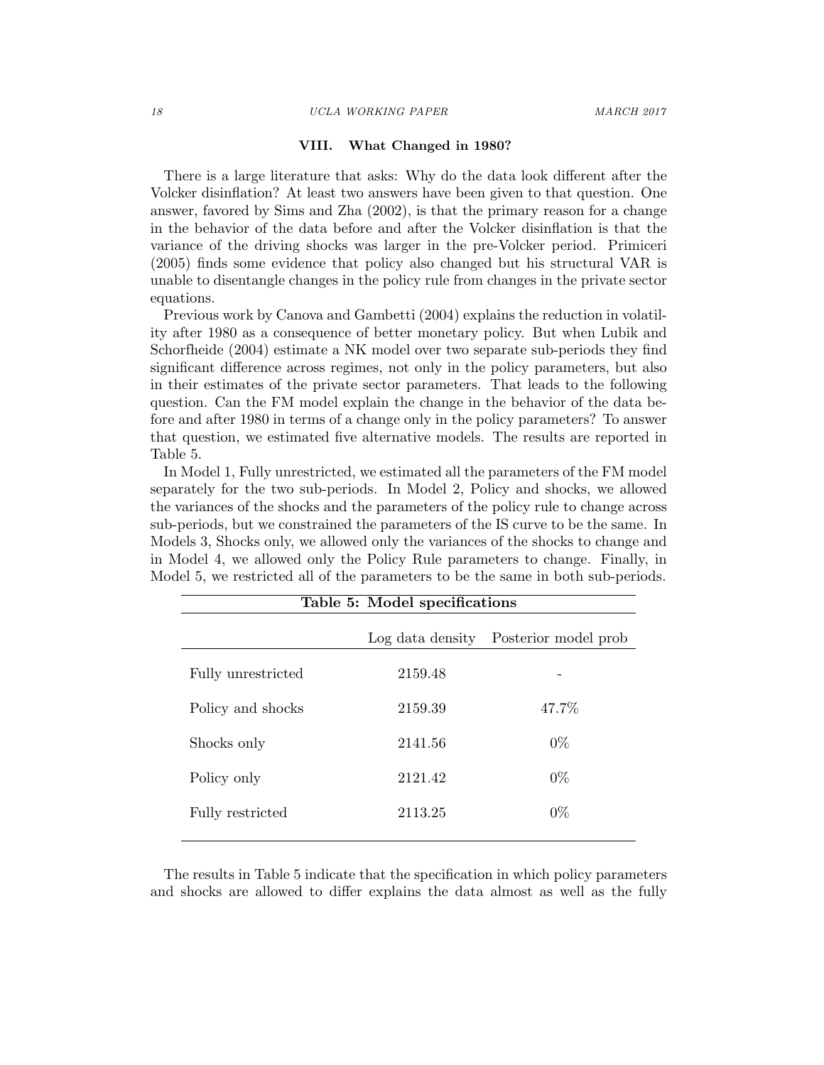## VIII. What Changed in 1980?

There is a large literature that asks: Why do the data look different after the Volcker disinflation? At least two answers have been given to that question. One answer, favored by Sims and Zha (2002), is that the primary reason for a change in the behavior of the data before and after the Volcker disinflation is that the variance of the driving shocks was larger in the pre-Volcker period. Primiceri (2005) finds some evidence that policy also changed but his structural VAR is unable to disentangle changes in the policy rule from changes in the private sector equations.

Previous work by Canova and Gambetti (2004) explains the reduction in volatility after 1980 as a consequence of better monetary policy. But when Lubik and Schorfheide (2004) estimate a NK model over two separate sub-periods they find significant difference across regimes, not only in the policy parameters, but also in their estimates of the private sector parameters. That leads to the following question. Can the FM model explain the change in the behavior of the data before and after 1980 in terms of a change only in the policy parameters? To answer that question, we estimated five alternative models. The results are reported in Table 5.

In Model 1, Fully unrestricted, we estimated all the parameters of the FM model separately for the two sub-periods. In Model 2, Policy and shocks, we allowed the variances of the shocks and the parameters of the policy rule to change across sub-periods, but we constrained the parameters of the IS curve to be the same. In Models 3, Shocks only, we allowed only the variances of the shocks to change and in Model 4, we allowed only the Policy Rule parameters to change. Finally, in Model 5, we restricted all of the parameters to be the same in both sub-periods.

**Table 5: Model specifications**

| | Log data density | Posterior model prob |
|---|---|---|
| Fully unrestricted | 2159.48 | - |
| Policy and shocks | 2159.39 | 47.7% |
| Shocks only | 2141.56 | 0% |
| Policy only | 2121.42 | 0% |
| Fully restricted | 2113.25 | 0% |

The results in Table 5 indicate that the specification in which policy parameters and shocks are allowed to differ explains the data almost as well as the fully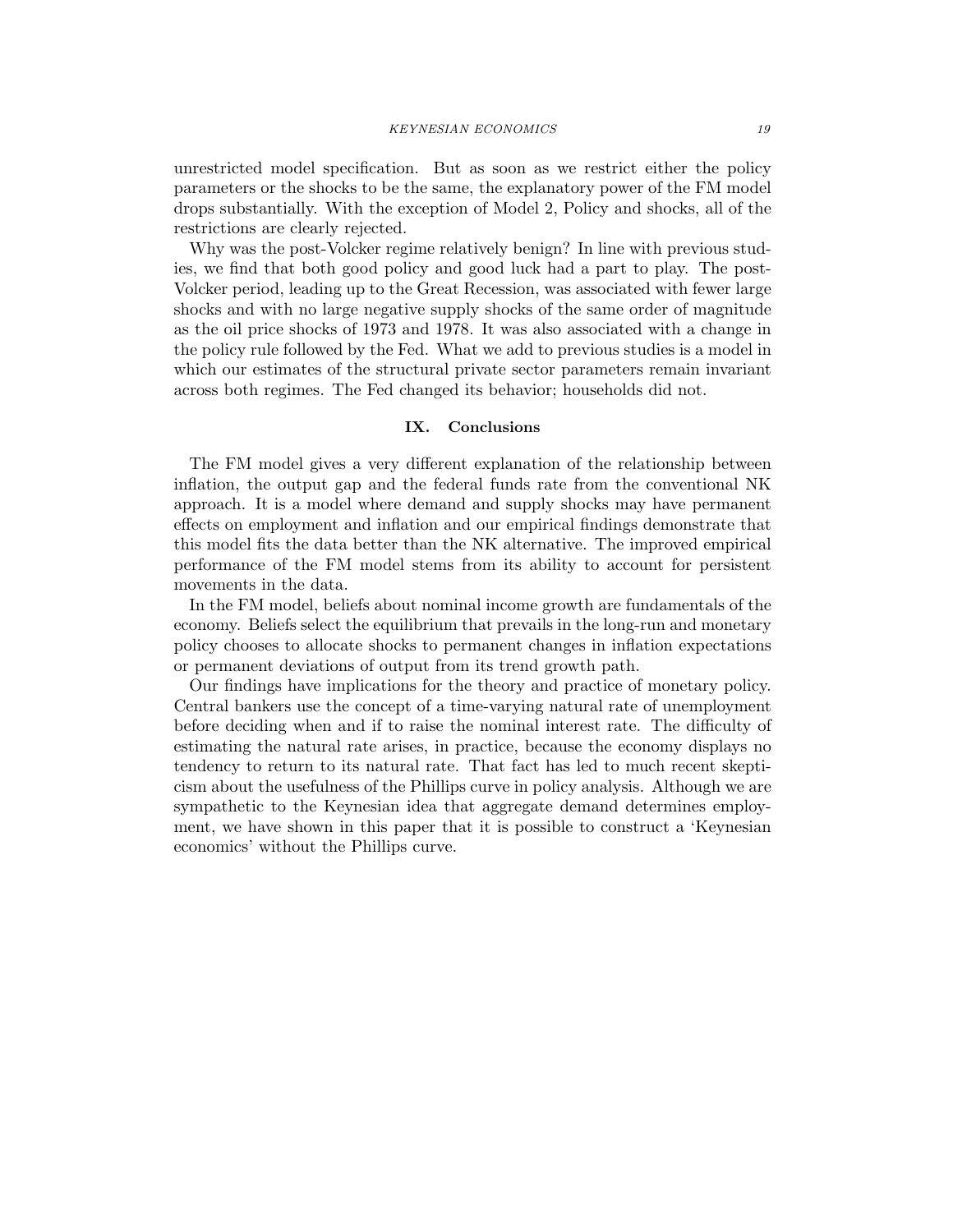unrestricted model specification. But as soon as we restrict either the policy parameters or the shocks to be the same, the explanatory power of the FM model drops substantially. With the exception of Model 2, Policy and shocks, all of the restrictions are clearly rejected.

Why was the post-Volcker regime relatively benign? In line with previous studies, we find that both good policy and good luck had a part to play. The post-Volcker period, leading up to the Great Recession, was associated with fewer large shocks and with no large negative supply shocks of the same order of magnitude as the oil price shocks of 1973 and 1978. It was also associated with a change in the policy rule followed by the Fed. What we add to previous studies is a model in which our estimates of the structural private sector parameters remain invariant across both regimes. The Fed changed its behavior; households did not.

## IX. Conclusions

The FM model gives a very different explanation of the relationship between inflation, the output gap and the federal funds rate from the conventional NK approach. It is a model where demand and supply shocks may have permanent effects on employment and inflation and our empirical findings demonstrate that this model fits the data better than the NK alternative. The improved empirical performance of the FM model stems from its ability to account for persistent movements in the data.

In the FM model, beliefs about nominal income growth are fundamentals of the economy. Beliefs select the equilibrium that prevails in the long-run and monetary policy chooses to allocate shocks to permanent changes in inflation expectations or permanent deviations of output from its trend growth path.

Our findings have implications for the theory and practice of monetary policy. Central bankers use the concept of a time-varying natural rate of unemployment before deciding when and if to raise the nominal interest rate. The difficulty of estimating the natural rate arises, in practice, because the economy displays no tendency to return to its natural rate. That fact has led to much recent skepticism about the usefulness of the Phillips curve in policy analysis. Although we are sympathetic to the Keynesian idea that aggregate demand determines employment, we have shown in this paper that it is possible to construct a 'Keynesian economics' without the Phillips curve.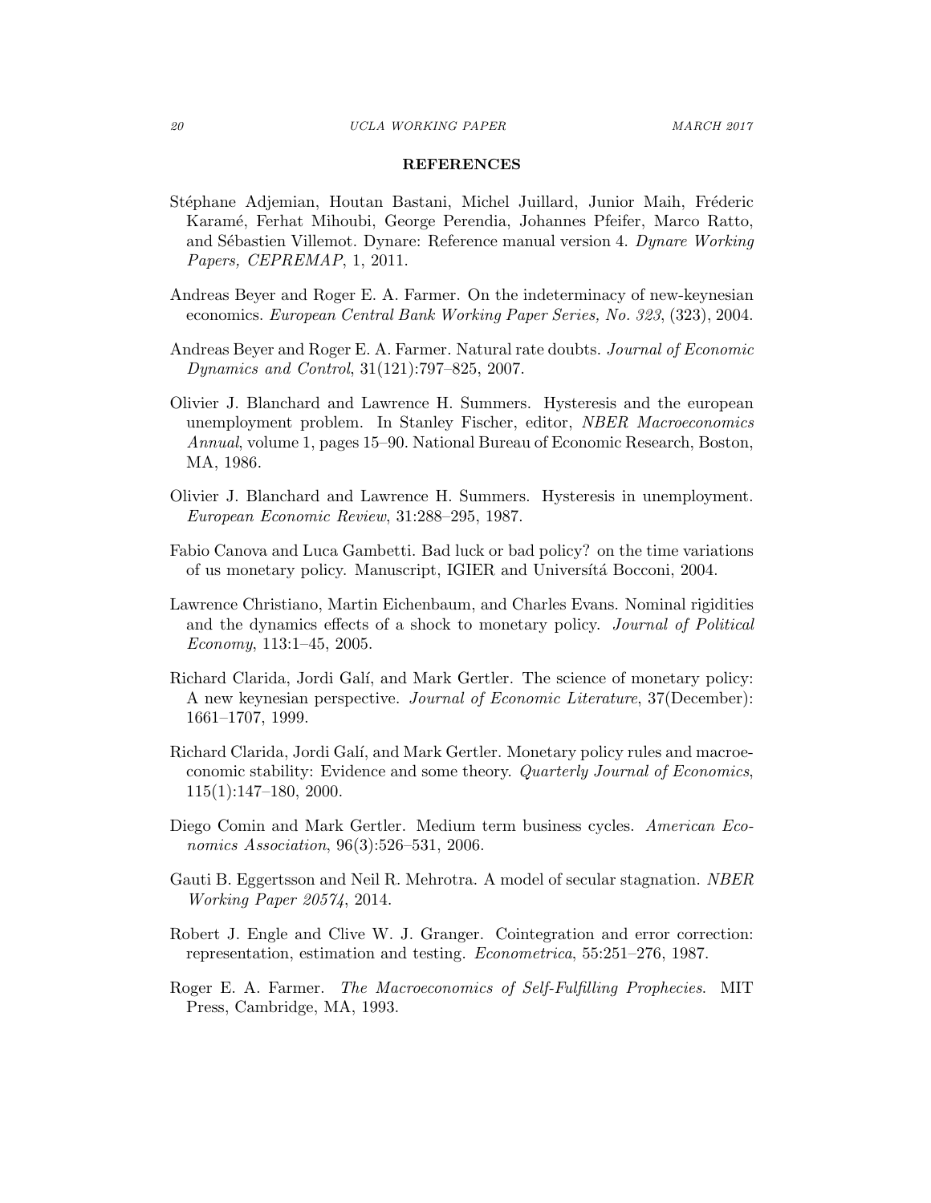## REFERENCES

Stéphane Adjemian, Houtan Bastani, Michel Juillard, Junior Maih, Fréderic Karamé, Ferhat Mihoubi, George Perendia, Johannes Pfeifer, Marco Ratto, and Sébastien Villemot. Dynare: Reference manual version 4. *Dynare Working Papers, CEPREMAP*, 1, 2011.

Andreas Beyer and Roger E. A. Farmer. On the indeterminacy of new-keynesian economics. *European Central Bank Working Paper Series, No. 323*, (323), 2004.

Andreas Beyer and Roger E. A. Farmer. Natural rate doubts. *Journal of Economic Dynamics and Control*, 31(121):797–825, 2007.

Olivier J. Blanchard and Lawrence H. Summers. Hysteresis and the european unemployment problem. In Stanley Fischer, editor, *NBER Macroeconomics Annual*, volume 1, pages 15–90. National Bureau of Economic Research, Boston, MA, 1986.

Olivier J. Blanchard and Lawrence H. Summers. Hysteresis in unemployment. *European Economic Review*, 31:288–295, 1987.

Fabio Canova and Luca Gambetti. Bad luck or bad policy? on the time variations of us monetary policy. Manuscript, IGIER and Universítá Bocconi, 2004.

Lawrence Christiano, Martin Eichenbaum, and Charles Evans. Nominal rigidities and the dynamics effects of a shock to monetary policy. *Journal of Political Economy*, 113:1–45, 2005.

Richard Clarida, Jordi Galí, and Mark Gertler. The science of monetary policy: A new keynesian perspective. *Journal of Economic Literature*, 37(December): 1661–1707, 1999.

Richard Clarida, Jordi Galí, and Mark Gertler. Monetary policy rules and macroeconomic stability: Evidence and some theory. *Quarterly Journal of Economics*, 115(1):147–180, 2000.

Diego Comin and Mark Gertler. Medium term business cycles. *American Economics Association*, 96(3):526–531, 2006.

Gauti B. Eggertsson and Neil R. Mehrotra. A model of secular stagnation. *NBER Working Paper 20574*, 2014.

Robert J. Engle and Clive W. J. Granger. Cointegration and error correction: representation, estimation and testing. *Econometrica*, 55:251–276, 1987.

Roger E. A. Farmer. *The Macroeconomics of Self-Fulfilling Prophecies*. MIT Press, Cambridge, MA, 1993.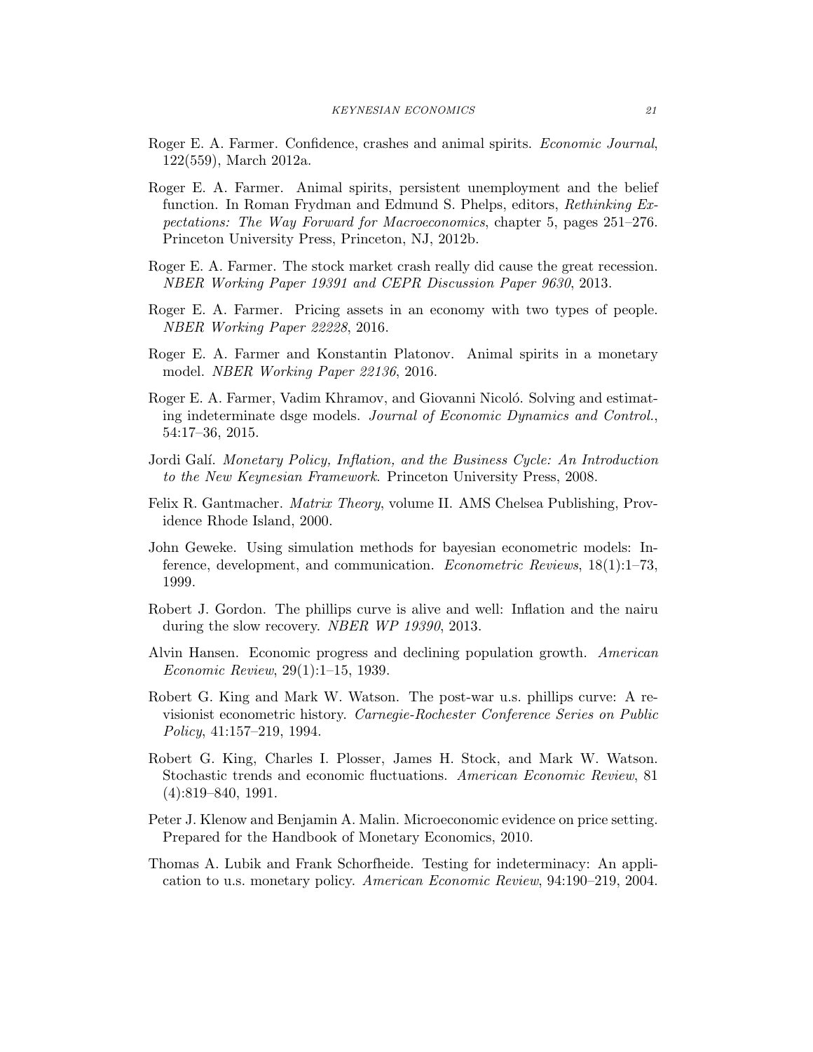Roger E. A. Farmer. Confidence, crashes and animal spirits. *Economic Journal*, 122(559), March 2012a.

Roger E. A. Farmer. Animal spirits, persistent unemployment and the belief function. In Roman Frydman and Edmund S. Phelps, editors, *Rethinking Expectations: The Way Forward for Macroeconomics*, chapter 5, pages 251–276. Princeton University Press, Princeton, NJ, 2012b.

Roger E. A. Farmer. The stock market crash really did cause the great recession. *NBER Working Paper 19391 and CEPR Discussion Paper 9630*, 2013.

Roger E. A. Farmer. Pricing assets in an economy with two types of people. *NBER Working Paper 22228*, 2016.

Roger E. A. Farmer and Konstantin Platonov. Animal spirits in a monetary model. *NBER Working Paper 22136*, 2016.

Roger E. A. Farmer, Vadim Khramov, and Giovanni Nicoló. Solving and estimating indeterminate dsge models. *Journal of Economic Dynamics and Control.*, 54:17–36, 2015.

Jordi Galí. *Monetary Policy, Inflation, and the Business Cycle: An Introduction to the New Keynesian Framework*. Princeton University Press, 2008.

Felix R. Gantmacher. *Matrix Theory*, volume II. AMS Chelsea Publishing, Providence Rhode Island, 2000.

John Geweke. Using simulation methods for bayesian econometric models: Inference, development, and communication. *Econometric Reviews*, 18(1):1–73, 1999.

Robert J. Gordon. The phillips curve is alive and well: Inflation and the nairu during the slow recovery. *NBER WP 19390*, 2013.

Alvin Hansen. Economic progress and declining population growth. *American Economic Review*, 29(1):1–15, 1939.

Robert G. King and Mark W. Watson. The post-war u.s. phillips curve: A revisionist econometric history. *Carnegie-Rochester Conference Series on Public Policy*, 41:157–219, 1994.

Robert G. King, Charles I. Plosser, James H. Stock, and Mark W. Watson. Stochastic trends and economic fluctuations. *American Economic Review*, 81 (4):819–840, 1991.

Peter J. Klenow and Benjamin A. Malin. Microeconomic evidence on price setting. Prepared for the Handbook of Monetary Economics, 2010.

Thomas A. Lubik and Frank Schorfheide. Testing for indeterminacy: An application to u.s. monetary policy. *American Economic Review*, 94:190–219, 2004.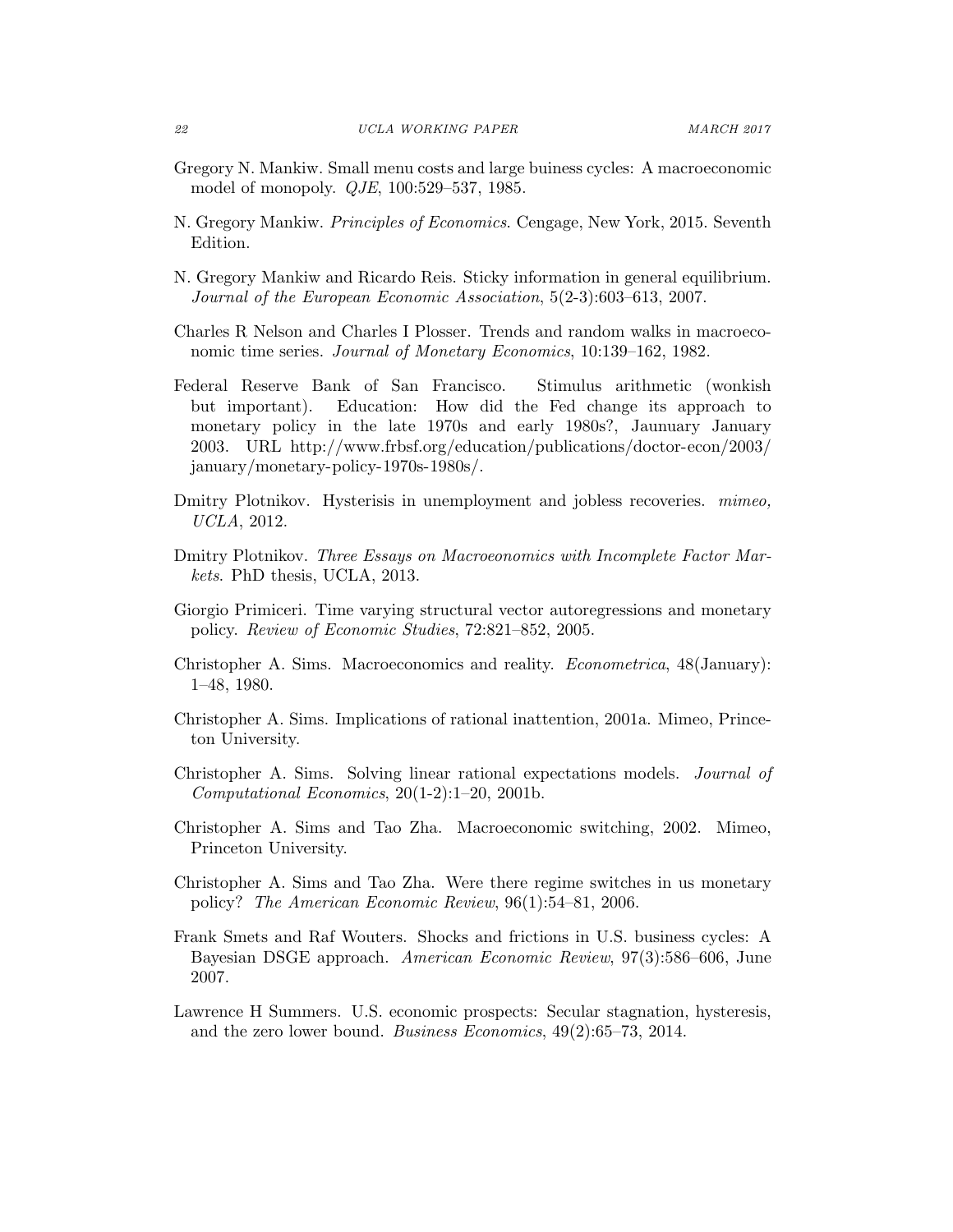Gregory N. Mankiw. Small menu costs and large buiness cycles: A macroeconomic model of monopoly. *QJE*, 100:529–537, 1985.

N. Gregory Mankiw. *Principles of Economics*. Cengage, New York, 2015. Seventh Edition.

N. Gregory Mankiw and Ricardo Reis. Sticky information in general equilibrium. *Journal of the European Economic Association*, 5(2-3):603–613, 2007.

Charles R Nelson and Charles I Plosser. Trends and random walks in macroeconomic time series. *Journal of Monetary Economics*, 10:139–162, 1982.

Federal Reserve Bank of San Francisco. Stimulus arithmetic (wonkish but important). Education: How did the Fed change its approach to monetary policy in the late 1970s and early 1980s?, Jaunuary January 2003. URL http://www.frbsf.org/education/publications/doctor-econ/2003/january/monetary-policy-1970s-1980s/.

Dmitry Plotnikov. Hysterisis in unemployment and jobless recoveries. *mimeo, UCLA*, 2012.

Dmitry Plotnikov. *Three Essays on Macroeconomics with Incomplete Factor Markets*. PhD thesis, UCLA, 2013.

Giorgio Primiceri. Time varying structural vector autoregressions and monetary policy. *Review of Economic Studies*, 72:821–852, 2005.

Christopher A. Sims. Macroeconomics and reality. *Econometrica*, 48(January): 1–48, 1980.

Christopher A. Sims. Implications of rational inattention, 2001a. Mimeo, Princeton University.

Christopher A. Sims. Solving linear rational expectations models. *Journal of Computational Economics*, 20(1-2):1–20, 2001b.

Christopher A. Sims and Tao Zha. Macroeconomic switching, 2002. Mimeo, Princeton University.

Christopher A. Sims and Tao Zha. Were there regime switches in us monetary policy? *The American Economic Review*, 96(1):54–81, 2006.

Frank Smets and Raf Wouters. Shocks and frictions in U.S. business cycles: A Bayesian DSGE approach. *American Economic Review*, 97(3):586–606, June 2007.

Lawrence H Summers. U.S. economic prospects: Secular stagnation, hysteresis, and the zero lower bound. *Business Economics*, 49(2):65–73, 2014.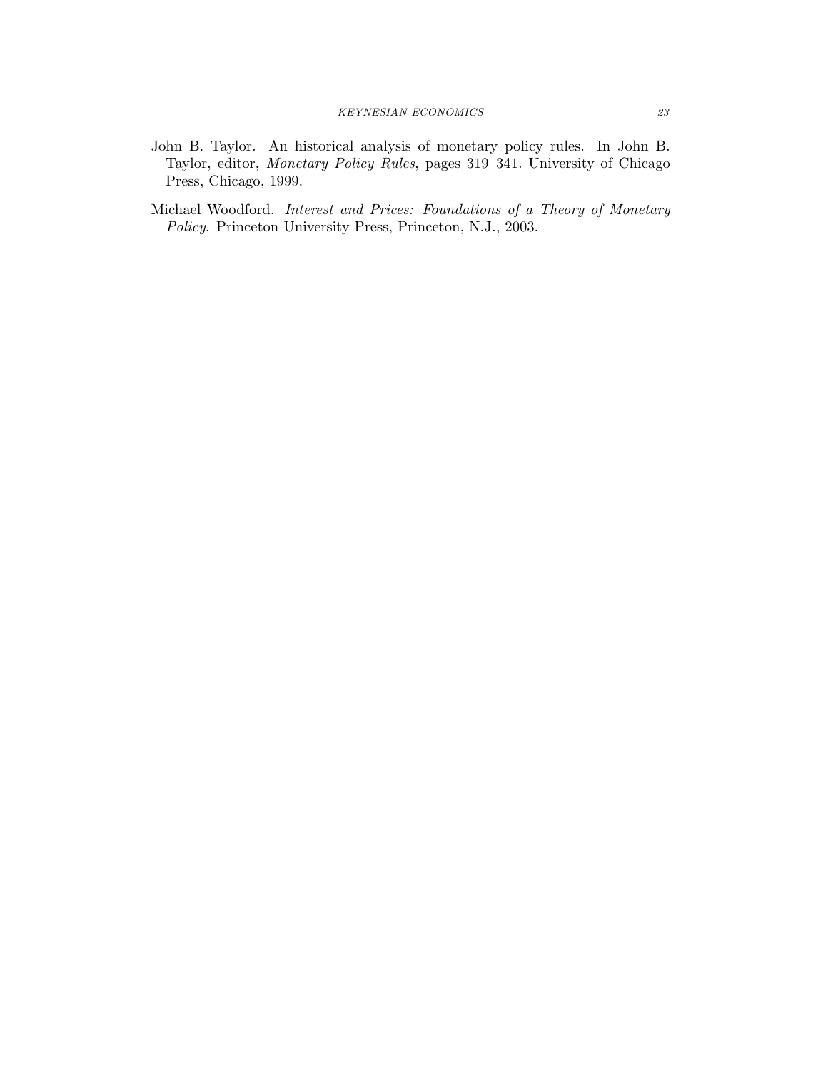John B. Taylor. An historical analysis of monetary policy rules. In John B. Taylor, editor, *Monetary Policy Rules*, pages 319–341. University of Chicago Press, Chicago, 1999.

Michael Woodford. *Interest and Prices: Foundations of a Theory of Monetary Policy*. Princeton University Press, Princeton, N.J., 2003.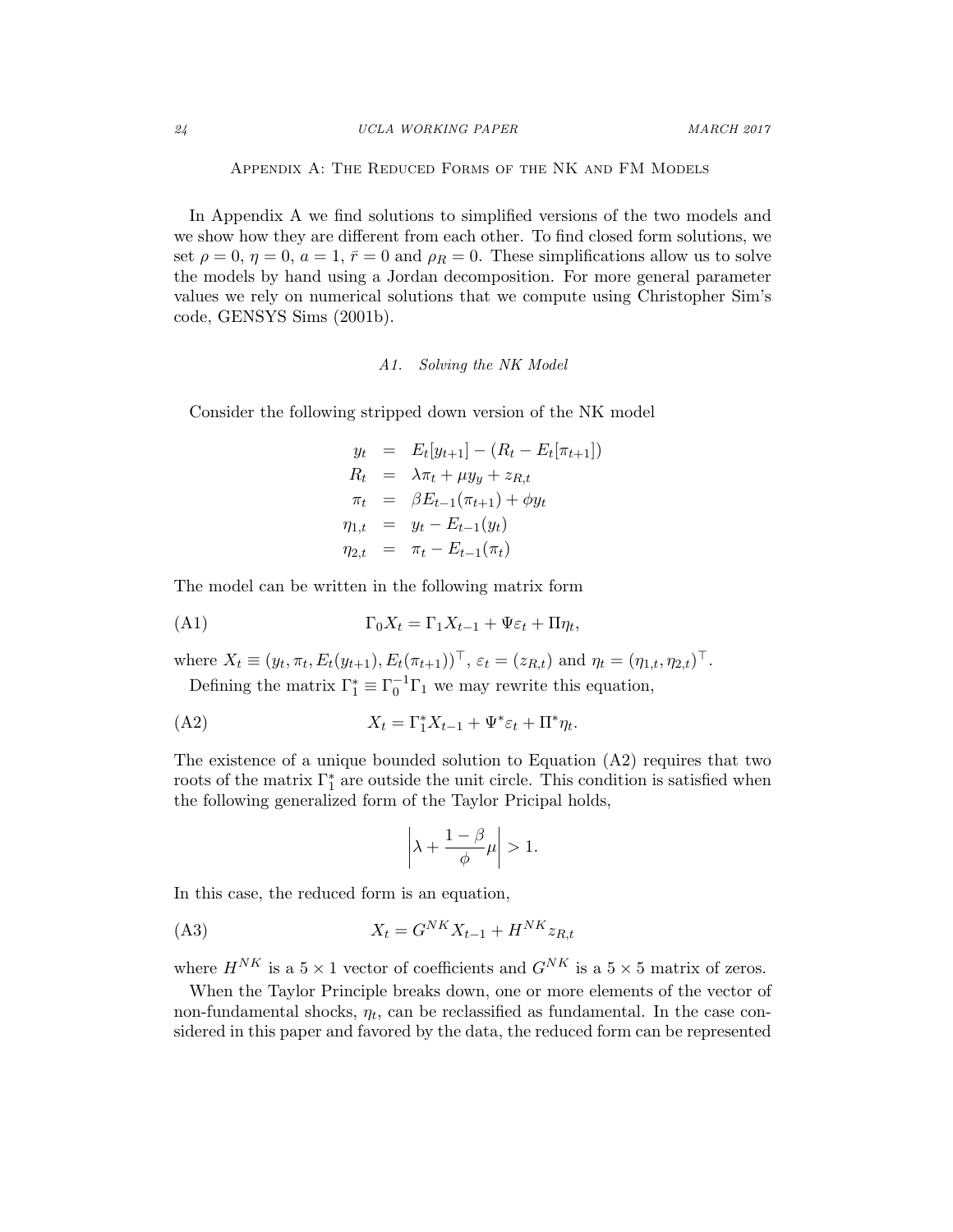## Appendix A: The Reduced Forms of the NK and FM Models

In Appendix A we find solutions to simplified versions of the two models and we show how they are different from each other. To find closed form solutions, we set $\rho = 0$, $\eta = 0$, $a = 1$, $\bar{r} = 0$ and $\rho_R = 0$. These simplifications allow us to solve the models by hand using a Jordan decomposition. For more general parameter values we rely on numerical solutions that we compute using Christopher Sim's code, GENSYS Sims (2001b).

### *A1. Solving the NK Model*

Consider the following stripped down version of the NK model

$$
\begin{aligned}
y_t &= E_t[y_{t+1}] - (R_t - E_t[\pi_{t+1}]) \\
R_t &= \lambda \pi_t + \mu y_y + z_{R,t} \\
\pi_t &= \beta E_{t-1}(\pi_{t+1}) + \phi y_t \\
\eta_{1,t} &= y_t - E_{t-1}(y_t) \\
\eta_{2,t} &= \pi_t - E_{t-1}(\pi_t)
\end{aligned}
$$

The model can be written in the following matrix form

$$
\Gamma_0 X_t = \Gamma_1 X_{t-1} + \Psi \varepsilon_t + \Pi \eta_t, \tag{A1}
$$

where $X_t \equiv (y_t, \pi_t, E_t(y_{t+1}), E_t(\pi_{t+1}))^\top$, $\varepsilon_t = (z_{R,t})$ and $\eta_t = (\eta_{1,t}, \eta_{2,t})^\top$.

Defining the matrix $\Gamma_1^* \equiv \Gamma_0^{-1}\Gamma_1$ we may rewrite this equation,

$$
X_t = \Gamma_1^* X_{t-1} + \Psi^* \varepsilon_t + \Pi^* \eta_t. \tag{A2}
$$

The existence of a unique bounded solution to Equation (A2) requires that two roots of the matrix $\Gamma_1^*$ are outside the unit circle. This condition is satisfied when the following generalized form of the Taylor Pricipal holds,

$$
\left| \lambda + \frac{1-\beta}{\phi}\mu \right| > 1.
$$

In this case, the reduced form is an equation,

$$
X_t = G^{NK} X_{t-1} + H^{NK} z_{R,t} \tag{A3}
$$

where $H^{NK}$ is a $5 \times 1$ vector of coefficients and $G^{NK}$ is a $5 \times 5$ matrix of zeros.

When the Taylor Principle breaks down, one or more elements of the vector of non-fundamental shocks, $\eta_t$, can be reclassified as fundamental. In the case considered in this paper and favored by the data, the reduced form can be represented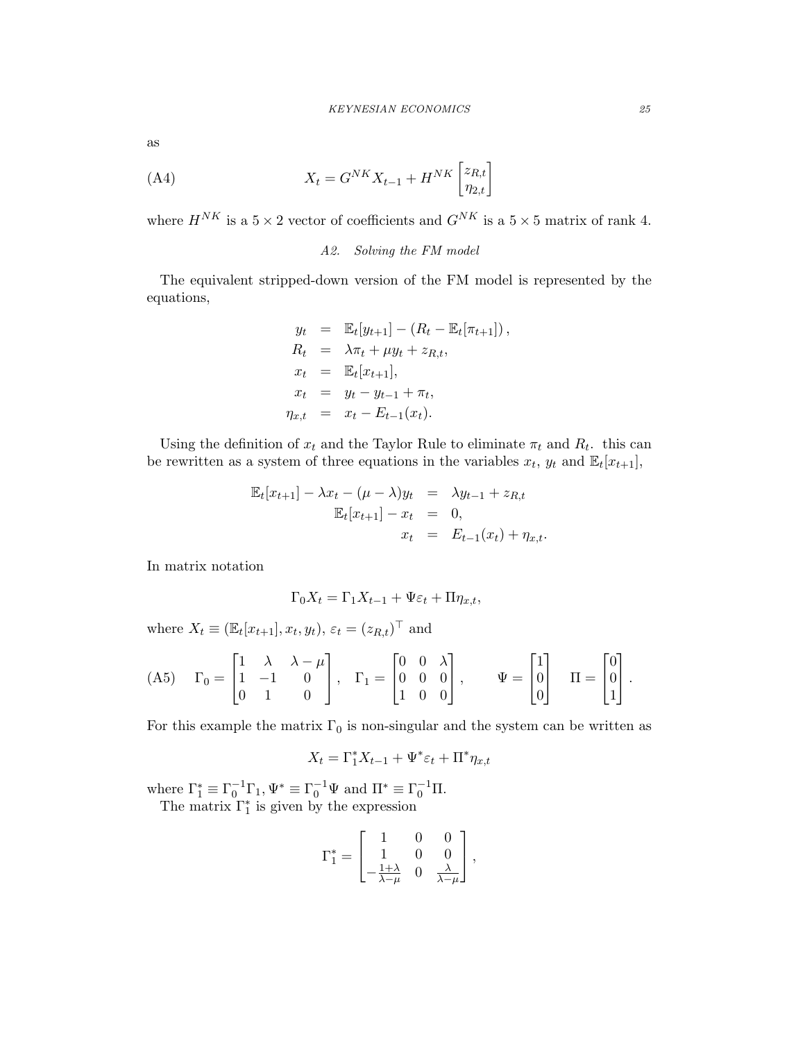as

$$X_t = G^{NK} X_{t-1} + H^{NK} \begin{bmatrix} z_{R,t} \\ \eta_{2,t} \end{bmatrix} \tag{A4}$$

where $H^{NK}$ is a $5 \times 2$ vector of coefficients and $G^{NK}$ is a $5 \times 5$ matrix of rank 4.

### *A2. Solving the FM model*

The equivalent stripped-down version of the FM model is represented by the equations,

$$\begin{aligned}
y_t &= \mathbb{E}_t[y_{t+1}] - (R_t - \mathbb{E}_t[\pi_{t+1}]) \,, \\
R_t &= \lambda \pi_t + \mu y_t + z_{R,t}, \\
x_t &= \mathbb{E}_t[x_{t+1}], \\
x_t &= y_t - y_{t-1} + \pi_t, \\
\eta_{x,t} &= x_t - E_{t-1}(x_t).
\end{aligned}$$

Using the definition of $x_t$ and the Taylor Rule to eliminate $\pi_t$ and $R_t$. this can be rewritten as a system of three equations in the variables $x_t$, $y_t$ and $\mathbb{E}_t[x_{t+1}]$,

$$\begin{aligned}
\mathbb{E}_t[x_{t+1}] - \lambda x_t - (\mu - \lambda) y_t &= \lambda y_{t-1} + z_{R,t} \\
\mathbb{E}_t[x_{t+1}] - x_t &= 0, \\
x_t &= E_{t-1}(x_t) + \eta_{x,t}.
\end{aligned}$$

In matrix notation

$$\Gamma_0 X_t = \Gamma_1 X_{t-1} + \Psi \varepsilon_t + \Pi \eta_{x,t},$$

where $X_t \equiv (\mathbb{E}_t[x_{t+1}], x_t, y_t)$, $\varepsilon_t = (z_{R,t})^\top$ and

$$\Gamma_0 = \begin{bmatrix} 1 & \lambda & \lambda - \mu \\ 1 & -1 & 0 \\ 0 & 1 & 0 \end{bmatrix}, \quad \Gamma_1 = \begin{bmatrix} 0 & 0 & \lambda \\ 0 & 0 & 0 \\ 1 & 0 & 0 \end{bmatrix}, \qquad \Psi = \begin{bmatrix} 1 \\ 0 \\ 0 \end{bmatrix} \quad \Pi = \begin{bmatrix} 0 \\ 0 \\ 1 \end{bmatrix}. \tag{A5}$$

For this example the matrix $\Gamma_0$ is non-singular and the system can be written as

$$X_t = \Gamma_1^* X_{t-1} + \Psi^* \varepsilon_t + \Pi^* \eta_{x,t}$$

where $\Gamma_1^* \equiv \Gamma_0^{-1} \Gamma_1$, $\Psi^* \equiv \Gamma_0^{-1} \Psi$ and $\Pi^* \equiv \Gamma_0^{-1} \Pi$.

The matrix $\Gamma_1^*$ is given by the expression

$$\Gamma_1^* = \begin{bmatrix} 1 & 0 & 0 \\ 1 & 0 & 0 \\ -\frac{1+\lambda}{\lambda - \mu} & 0 & \frac{\lambda}{\lambda - \mu} \end{bmatrix},$$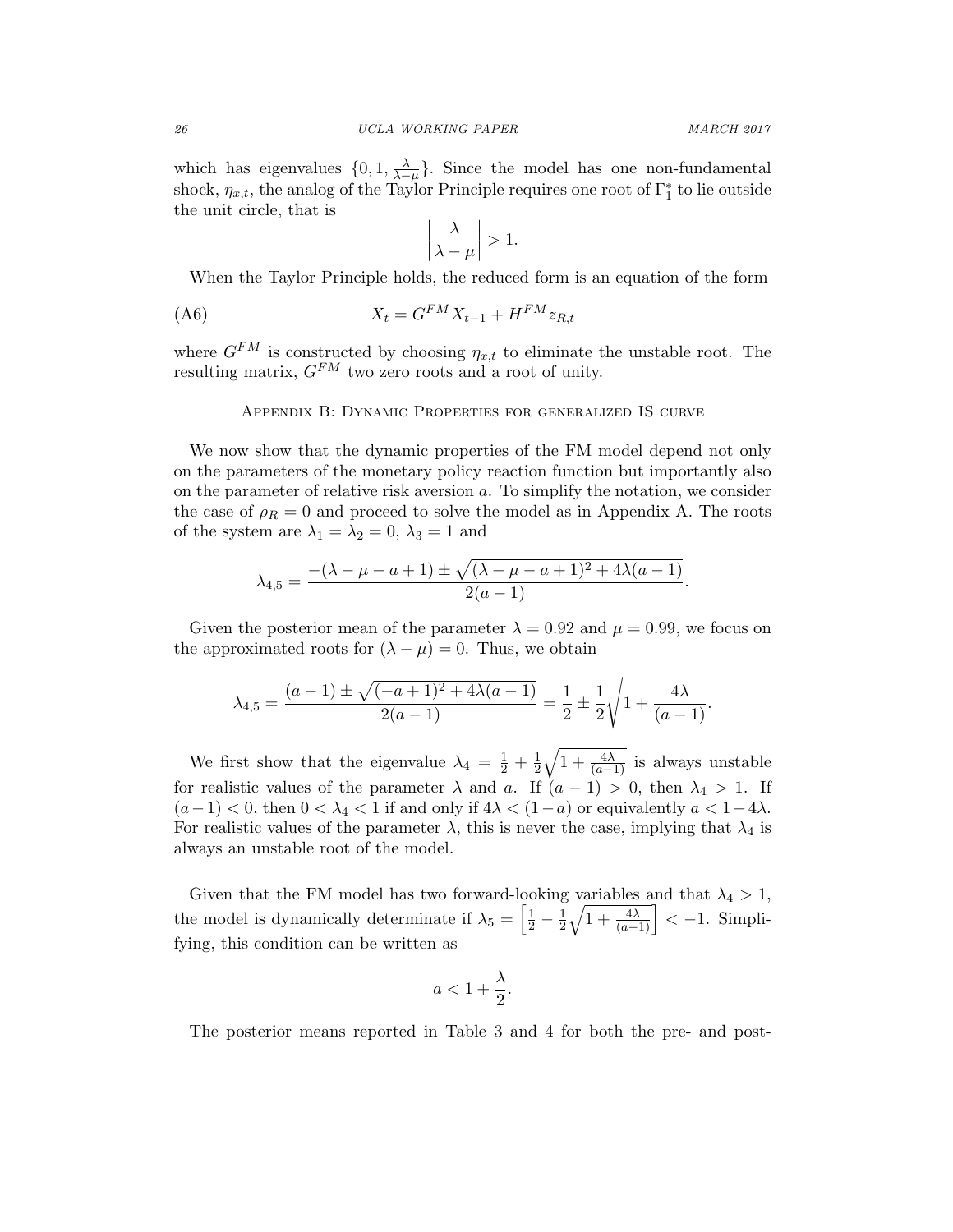which has eigenvalues $\{0, 1, \frac{\lambda}{\lambda - \mu}\}$. Since the model has one non-fundamental shock, $\eta_{x,t}$, the analog of the Taylor Principle requires one root of $\Gamma_1^*$ to lie outside the unit circle, that is

$$\left| \frac{\lambda}{\lambda - \mu} \right| > 1.$$

When the Taylor Principle holds, the reduced form is an equation of the form

$$X_t = G^{FM} X_{t-1} + H^{FM} z_{R,t} \tag{A6}$$

where $G^{FM}$ is constructed by choosing $\eta_{x,t}$ to eliminate the unstable root. The resulting matrix, $G^{FM}$ two zero roots and a root of unity.

## Appendix B: Dynamic Properties for generalized IS curve

We now show that the dynamic properties of the FM model depend not only on the parameters of the monetary policy reaction function but importantly also on the parameter of relative risk aversion $a$. To simplify the notation, we consider the case of $\rho_R = 0$ and proceed to solve the model as in Appendix A. The roots of the system are $\lambda_1 = \lambda_2 = 0$, $\lambda_3 = 1$ and

$$\lambda_{4,5} = \frac{-(\lambda - \mu - a + 1) \pm \sqrt{(\lambda - \mu - a + 1)^2 + 4\lambda(a-1)}}{2(a-1)}.$$

Given the posterior mean of the parameter $\lambda = 0.92$ and $\mu = 0.99$, we focus on the approximated roots for $(\lambda - \mu) = 0$. Thus, we obtain

$$\lambda_{4,5} = \frac{(a-1) \pm \sqrt{(-a+1)^2 + 4\lambda(a-1)}}{2(a-1)} = \frac{1}{2} \pm \frac{1}{2}\sqrt{1 + \frac{4\lambda}{(a-1)}}.$$

We first show that the eigenvalue $\lambda_4 = \frac{1}{2} + \frac{1}{2}\sqrt{1 + \frac{4\lambda}{(a-1)}}$ is always unstable for realistic values of the parameter $\lambda$ and $a$. If $(a-1) > 0$, then $\lambda_4 > 1$. If $(a-1) < 0$, then $0 < \lambda_4 < 1$ if and only if $4\lambda < (1-a)$ or equivalently $a < 1 - 4\lambda$. For realistic values of the parameter $\lambda$, this is never the case, implying that $\lambda_4$ is always an unstable root of the model.

Given that the FM model has two forward-looking variables and that $\lambda_4 > 1$, the model is dynamically determinate if $\lambda_5 = \left[\frac{1}{2} - \frac{1}{2}\sqrt{1 + \frac{4\lambda}{(a-1)}}\right] < -1$. Simplifying, this condition can be written as

$$a < 1 + \frac{\lambda}{2}.$$

The posterior means reported in Table 3 and 4 for both the pre- and post-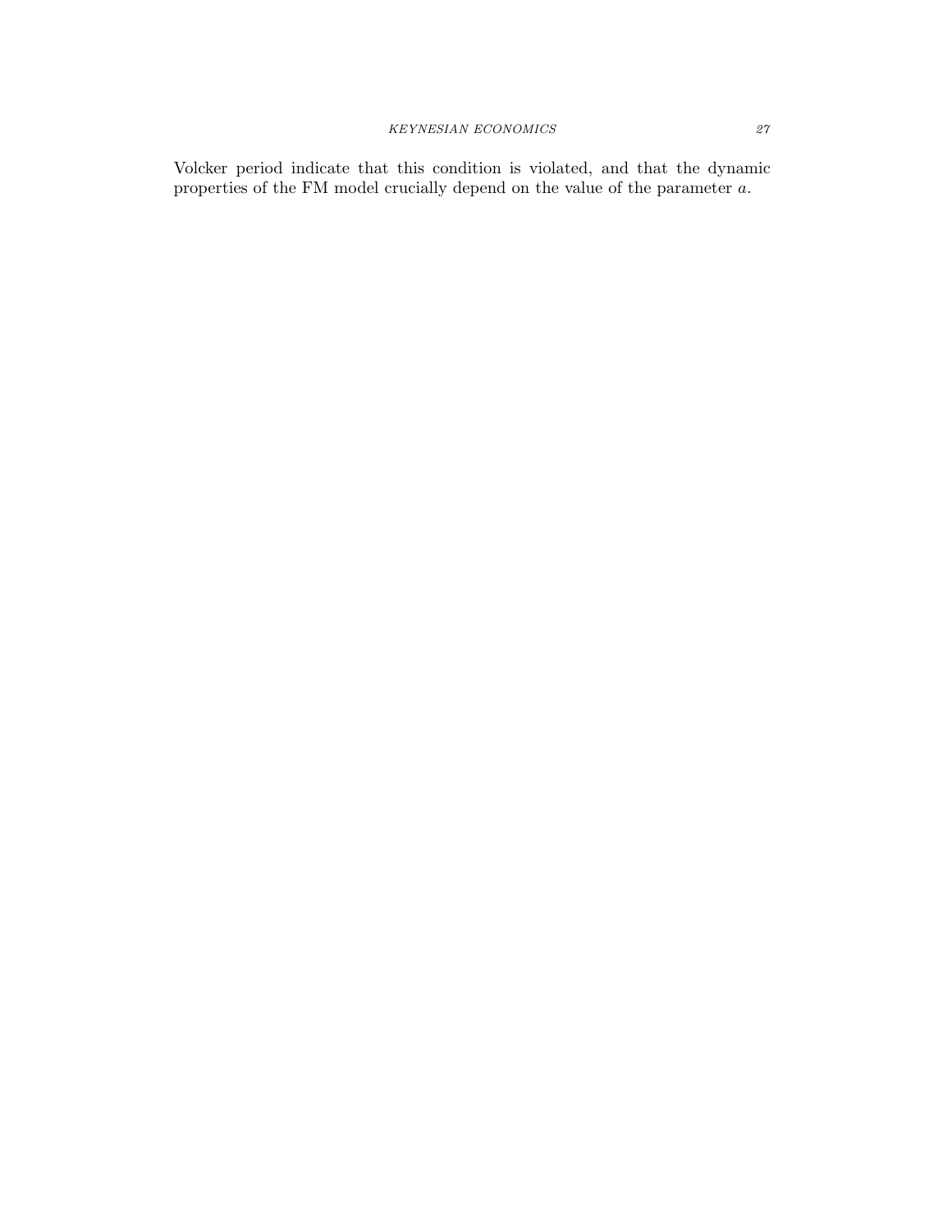Volcker period indicate that this condition is violated, and that the dynamic properties of the FM model crucially depend on the value of the parameter $a$.